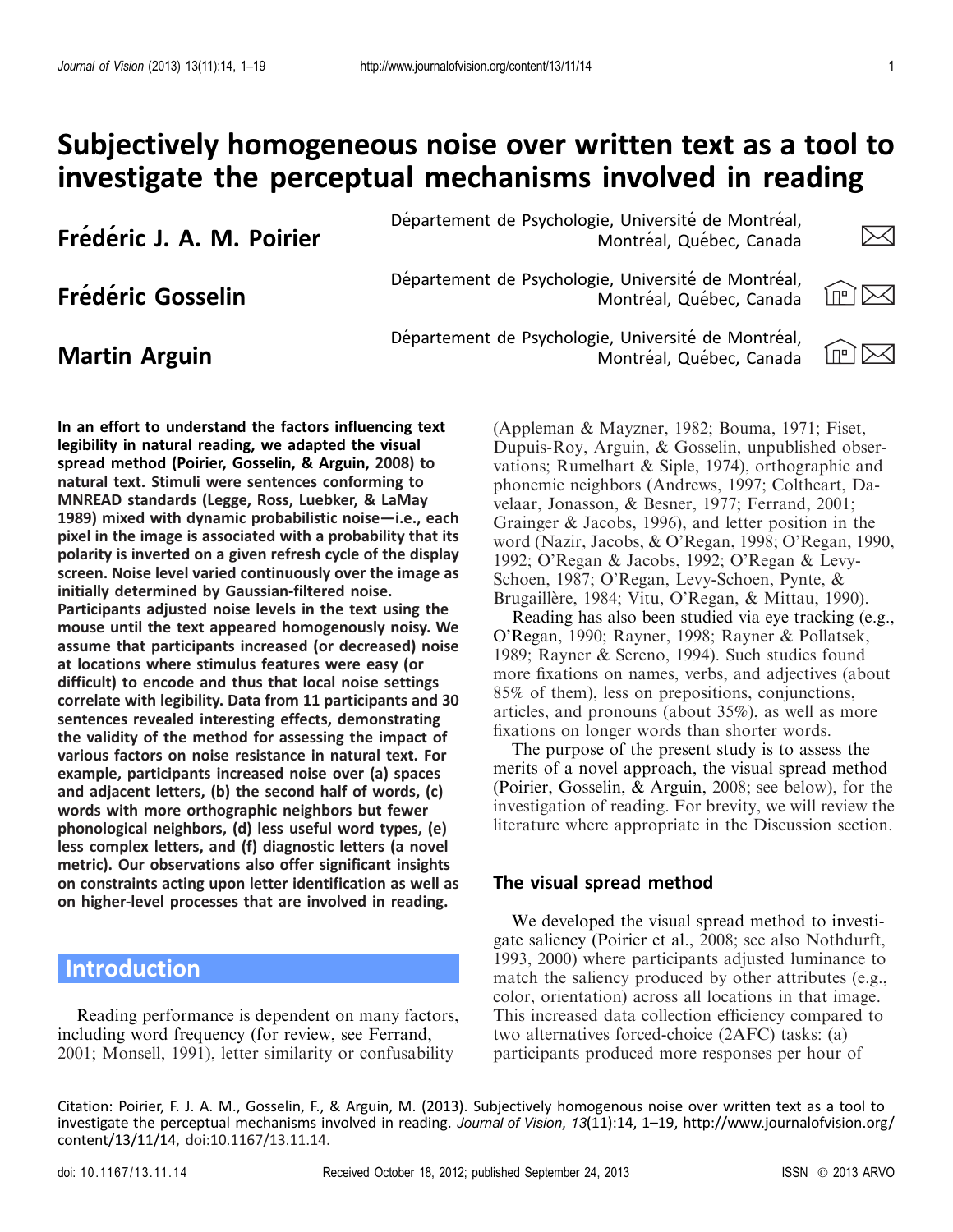# Subjectively homogeneous noise over written text as a tool to investigate the perceptual mechanisms involved in reading

**Frédéric J. A. M. Poirier** — Département de Psychologie, Université de Montréal, Montréal, Québec, Canada

**Frédéric Gosselin** — Département de Psychologie, Université de Montréal, Montréal, Québec, Canada

**Martin Arguin** — Département de Psychologie, Université de Montréal, Montréal, Québec, Canada

**In an effort to understand the factors influencing text legibility in natural reading, we adapted the visual spread method (Poirier, Gosselin, & Arguin, 2008) to natural text. Stimuli were sentences conforming to MNREAD standards (Legge, Ross, Luebker, & LaMay 1989) mixed with dynamic probabilistic noise—i.e., each pixel in the image is associated with a probability that its polarity is inverted on a given refresh cycle of the display screen. Noise level varied continuously over the image as initially determined by Gaussian-filtered noise. Participants adjusted noise levels in the text using the mouse until the text appeared homogenously noisy. We assume that participants increased (or decreased) noise at locations where stimulus features were easy (or difficult) to encode and thus that local noise settings correlate with legibility. Data from 11 participants and 30 sentences revealed interesting effects, demonstrating the validity of the method for assessing the impact of various factors on noise resistance in natural text. For example, participants increased noise over (a) spaces and adjacent letters, (b) the second half of words, (c) words with more orthographic neighbors but fewer phonological neighbors, (d) less useful word types, (e) less complex letters, and (f) diagnostic letters (a novel metric). Our observations also offer significant insights on constraints acting upon letter identification as well as on higher-level processes that are involved in reading.**

## Introduction

Reading performance is dependent on many factors, including word frequency (for review, see Ferrand, 2001; Monsell, 1991), letter similarity or confusability (Appleman & Mayzner, 1982; Bouma, 1971; Fiset, Dupuis-Roy, Arguin, & Gosselin, unpublished observations; Rumelhart & Siple, 1974), orthographic and phonemic neighbors (Andrews, 1997; Coltheart, Davelaar, Jonasson, & Besner, 1977; Ferrand, 2001; Grainger & Jacobs, 1996), and letter position in the word (Nazir, Jacobs, & O'Regan, 1998; O'Regan, 1990, 1992; O'Regan & Jacobs, 1992; O'Regan & Levy-Schoen, 1987; O'Regan, Levy-Schoen, Pynte, & Brugaillère, 1984; Vitu, O'Regan, & Mittau, 1990).

Reading has also been studied via eye tracking (e.g., O'Regan, 1990; Rayner, 1998; Rayner & Pollatsek, 1989; Rayner & Sereno, 1994). Such studies found more fixations on names, verbs, and adjectives (about 85% of them), less on prepositions, conjunctions, articles, and pronouns (about 35%), as well as more fixations on longer words than shorter words.

The purpose of the present study is to assess the merits of a novel approach, the visual spread method (Poirier, Gosselin, & Arguin, 2008; see below), for the investigation of reading. For brevity, we will review the literature where appropriate in the Discussion section.

### The visual spread method

We developed the visual spread method to investigate saliency (Poirier et al., 2008; see also Nothdurft, 1993, 2000) where participants adjusted luminance to match the saliency produced by other attributes (e.g., color, orientation) across all locations in that image. This increased data collection efficiency compared to two alternatives forced-choice (2AFC) tasks: (a) participants produced more responses per hour of

Citation: Poirier, F. J. A. M., Gosselin, F., & Arguin, M. (2013). Subjectively homogenous noise over written text as a tool to investigate the perceptual mechanisms involved in reading. *Journal of Vision*, *13*(11):14, 1–19, http://www.journalofvision.org/content/13/11/14, doi:10.1167/13.11.14.

doi: 10.1167/13.11.14 Received October 18, 2012; published September 24, 2013 ISSN © 2013 ARVO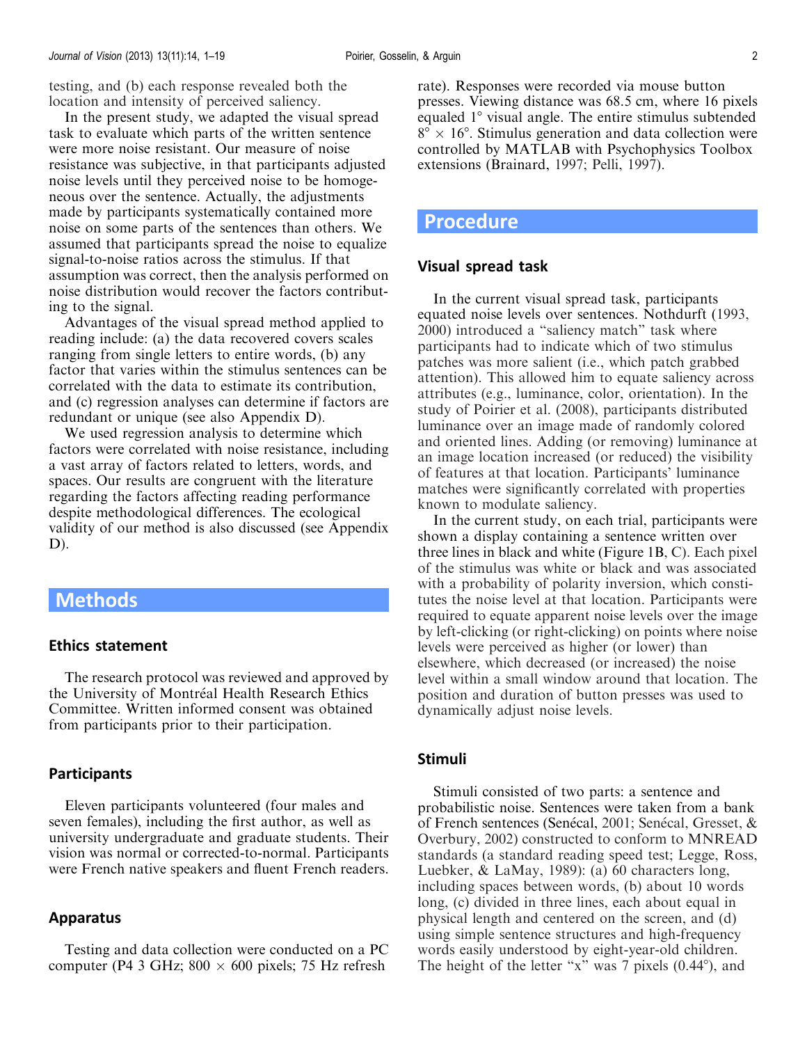testing, and (b) each response revealed both the location and intensity of perceived saliency.

In the present study, we adapted the visual spread task to evaluate which parts of the written sentence were more noise resistant. Our measure of noise resistance was subjective, in that participants adjusted noise levels until they perceived noise to be homogeneous over the sentence. Actually, the adjustments made by participants systematically contained more noise on some parts of the sentences than others. We assumed that participants spread the noise to equalize signal-to-noise ratios across the stimulus. If that assumption was correct, then the analysis performed on noise distribution would recover the factors contributing to the signal.

Advantages of the visual spread method applied to reading include: (a) the data recovered covers scales ranging from single letters to entire words, (b) any factor that varies within the stimulus sentences can be correlated with the data to estimate its contribution, and (c) regression analyses can determine if factors are redundant or unique (see also Appendix D).

We used regression analysis to determine which factors were correlated with noise resistance, including a vast array of factors related to letters, words, and spaces. Our results are congruent with the literature regarding the factors affecting reading performance despite methodological differences. The ecological validity of our method is also discussed (see Appendix D).

# Methods

## Ethics statement

The research protocol was reviewed and approved by the University of Montréal Health Research Ethics Committee. Written informed consent was obtained from participants prior to their participation.

## Participants

Eleven participants volunteered (four males and seven females), including the first author, as well as university undergraduate and graduate students. Their vision was normal or corrected-to-normal. Participants were French native speakers and fluent French readers.

## Apparatus

Testing and data collection were conducted on a PC computer (P4 3 GHz; 800 × 600 pixels; 75 Hz refresh rate). Responses were recorded via mouse button presses. Viewing distance was 68.5 cm, where 16 pixels equaled 1° visual angle. The entire stimulus subtended 8° × 16°. Stimulus generation and data collection were controlled by MATLAB with Psychophysics Toolbox extensions (Brainard, 1997; Pelli, 1997).

# Procedure

## Visual spread task

In the current visual spread task, participants equated noise levels over sentences. Nothdurft (1993, 2000) introduced a "saliency match" task where participants had to indicate which of two stimulus patches was more salient (i.e., which patch grabbed attention). This allowed him to equate saliency across attributes (e.g., luminance, color, orientation). In the study of Poirier et al. (2008), participants distributed luminance over an image made of randomly colored and oriented lines. Adding (or removing) luminance at an image location increased (or reduced) the visibility of features at that location. Participants' luminance matches were significantly correlated with properties known to modulate saliency.

In the current study, on each trial, participants were shown a display containing a sentence written over three lines in black and white (Figure 1B, C). Each pixel of the stimulus was white or black and was associated with a probability of polarity inversion, which constitutes the noise level at that location. Participants were required to equate apparent noise levels over the image by left-clicking (or right-clicking) on points where noise levels were perceived as higher (or lower) than elsewhere, which decreased (or increased) the noise level within a small window around that location. The position and duration of button presses was used to dynamically adjust noise levels.

## Stimuli

Stimuli consisted of two parts: a sentence and probabilistic noise. Sentences were taken from a bank of French sentences (Senécal, 2001; Senécal, Gresset, & Overbury, 2002) constructed to conform to MNREAD standards (a standard reading speed test; Legge, Ross, Luebker, & LaMay, 1989): (a) 60 characters long, including spaces between words, (b) about 10 words long, (c) divided in three lines, each about equal in physical length and centered on the screen, and (d) using simple sentence structures and high-frequency words easily understood by eight-year-old children. The height of the letter "x" was 7 pixels (0.44°), and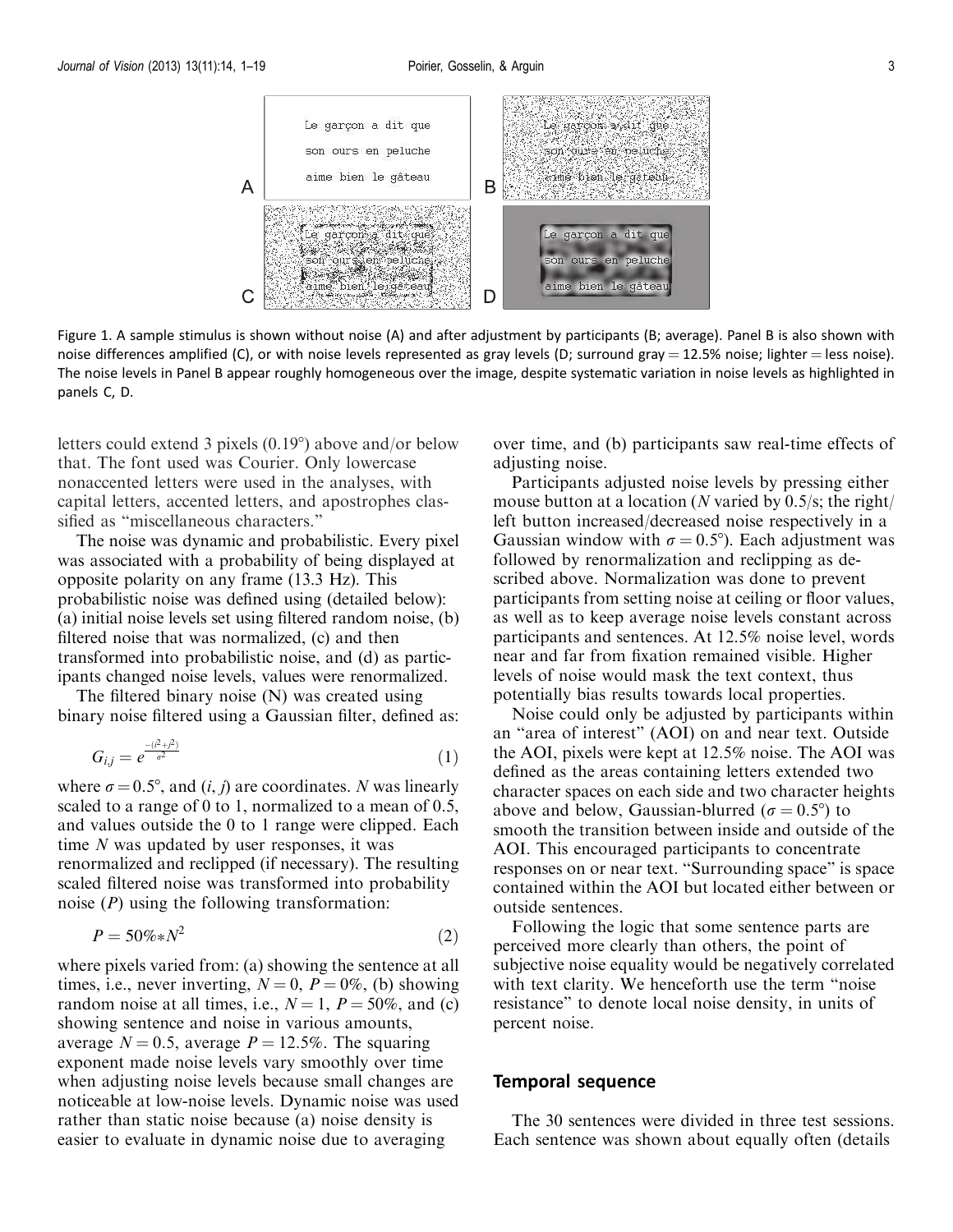Figure 1. A sample stimulus is shown without noise (A) and after adjustment by participants (B; average). Panel B is also shown with noise differences amplified (C), or with noise levels represented as gray levels (D; surround gray = 12.5% noise; lighter = less noise). The noise levels in Panel B appear roughly homogeneous over the image, despite systematic variation in noise levels as highlighted in panels C, D.

letters could extend 3 pixels (0.19°) above and/or below that. The font used was Courier. Only lowercase nonaccented letters were used in the analyses, with capital letters, accented letters, and apostrophes classified as "miscellaneous characters."

The noise was dynamic and probabilistic. Every pixel was associated with a probability of being displayed at opposite polarity on any frame (13.3 Hz). This probabilistic noise was defined using (detailed below): (a) initial noise levels set using filtered random noise, (b) filtered noise that was normalized, (c) and then transformed into probabilistic noise, and (d) as participants changed noise levels, values were renormalized.

The filtered binary noise (N) was created using binary noise filtered using a Gaussian filter, defined as:

$$G_{i,j} = e^{\frac{-(i^2+j^2)}{\sigma^2}} \tag{1}$$

where $\sigma = 0.5°$, and $(i, j)$ are coordinates. $N$ was linearly scaled to a range of 0 to 1, normalized to a mean of 0.5, and values outside the 0 to 1 range were clipped. Each time $N$ was updated by user responses, it was renormalized and reclipped (if necessary). The resulting scaled filtered noise was transformed into probability noise ($P$) using the following transformation:

$$P = 50\% * N^2 \tag{2}$$

where pixels varied from: (a) showing the sentence at all times, i.e., never inverting, $N = 0$, $P = 0\%$, (b) showing random noise at all times, i.e., $N = 1$, $P = 50\%$, and (c) showing sentence and noise in various amounts, average $N = 0.5$, average $P = 12.5\%$. The squaring exponent made noise levels vary smoothly over time when adjusting noise levels because small changes are noticeable at low-noise levels. Dynamic noise was used rather than static noise because (a) noise density is easier to evaluate in dynamic noise due to averaging over time, and (b) participants saw real-time effects of adjusting noise.

Participants adjusted noise levels by pressing either mouse button at a location ($N$ varied by 0.5/s; the right/left button increased/decreased noise respectively in a Gaussian window with $\sigma = 0.5°$). Each adjustment was followed by renormalization and reclipping as described above. Normalization was done to prevent participants from setting noise at ceiling or floor values, as well as to keep average noise levels constant across participants and sentences. At 12.5% noise level, words near and far from fixation remained visible. Higher levels of noise would mask the text context, thus potentially bias results towards local properties.

Noise could only be adjusted by participants within an "area of interest" (AOI) on and near text. Outside the AOI, pixels were kept at 12.5% noise. The AOI was defined as the areas containing letters extended two character spaces on each side and two character heights above and below, Gaussian-blurred ($\sigma = 0.5°$) to smooth the transition between inside and outside of the AOI. This encouraged participants to concentrate responses on or near text. "Surrounding space" is space contained within the AOI but located either between or outside sentences.

Following the logic that some sentence parts are perceived more clearly than others, the point of subjective noise equality would be negatively correlated with text clarity. We henceforth use the term "noise resistance" to denote local noise density, in units of percent noise.

## Temporal sequence

The 30 sentences were divided in three test sessions. Each sentence was shown about equally often (details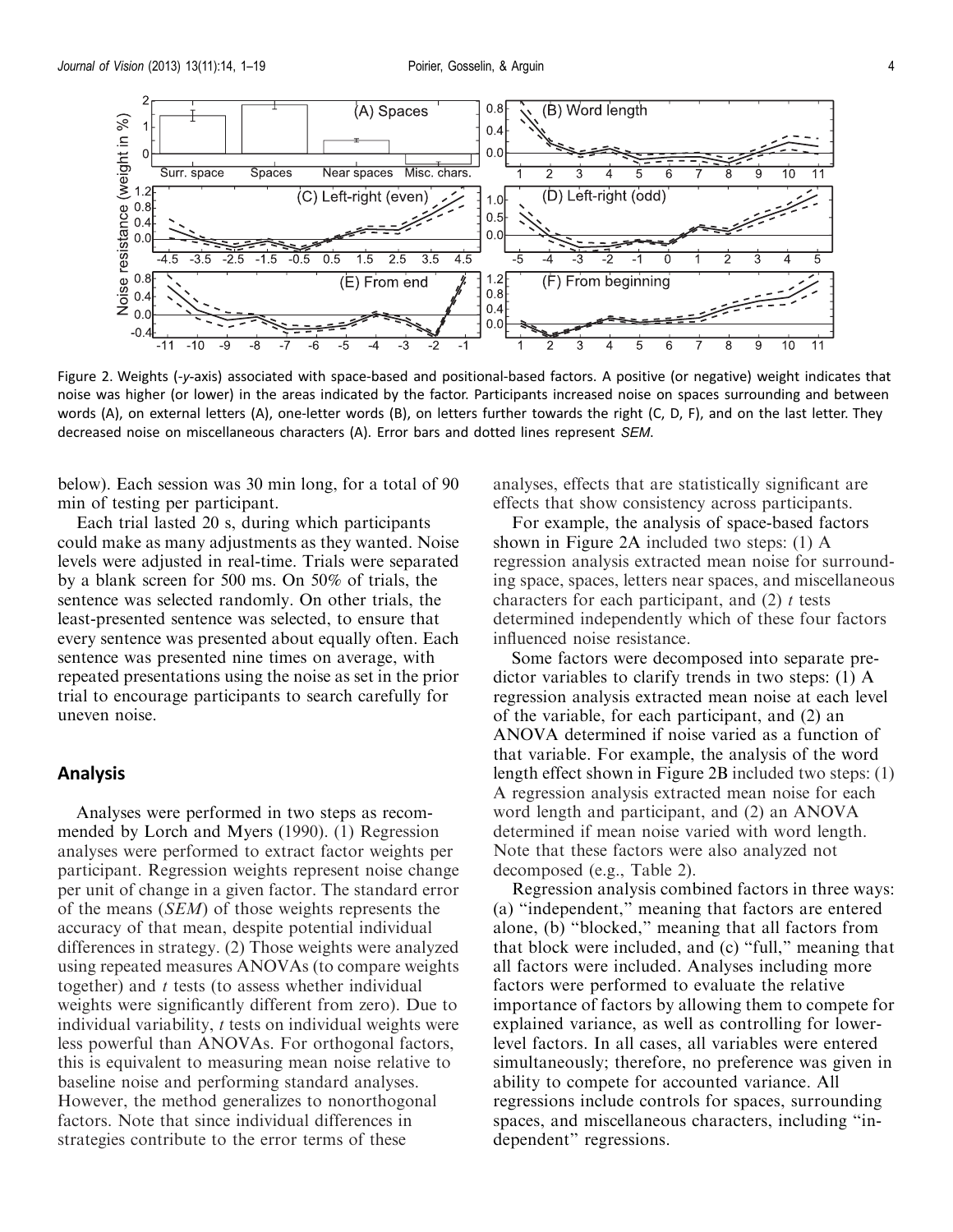Figure 2. Weights (-*y*-axis) associated with space-based and positional-based factors. A positive (or negative) weight indicates that noise was higher (or lower) in the areas indicated by the factor. Participants increased noise on spaces surrounding and between words (A), on external letters (A), one-letter words (B), on letters further towards the right (C, D, F), and on the last letter. They decreased noise on miscellaneous characters (A). Error bars and dotted lines represent *SEM*.

below). Each session was 30 min long, for a total of 90 min of testing per participant.

Each trial lasted 20 s, during which participants could make as many adjustments as they wanted. Noise levels were adjusted in real-time. Trials were separated by a blank screen for 500 ms. On 50% of trials, the sentence was selected randomly. On other trials, the least-presented sentence was selected, to ensure that every sentence was presented about equally often. Each sentence was presented nine times on average, with repeated presentations using the noise as set in the prior trial to encourage participants to search carefully for uneven noise.

## Analysis

Analyses were performed in two steps as recommended by Lorch and Myers (1990). (1) Regression analyses were performed to extract factor weights per participant. Regression weights represent noise change per unit of change in a given factor. The standard error of the means (*SEM*) of those weights represents the accuracy of that mean, despite potential individual differences in strategy. (2) Those weights were analyzed using repeated measures ANOVAs (to compare weights together) and *t* tests (to assess whether individual weights were significantly different from zero). Due to individual variability, *t* tests on individual weights were less powerful than ANOVAs. For orthogonal factors, this is equivalent to measuring mean noise relative to baseline noise and performing standard analyses. However, the method generalizes to nonorthogonal factors. Note that since individual differences in strategies contribute to the error terms of these analyses, effects that are statistically significant are effects that show consistency across participants.

For example, the analysis of space-based factors shown in Figure 2A included two steps: (1) A regression analysis extracted mean noise for surrounding space, spaces, letters near spaces, and miscellaneous characters for each participant, and (2) *t* tests determined independently which of these four factors influenced noise resistance.

Some factors were decomposed into separate predictor variables to clarify trends in two steps: (1) A regression analysis extracted mean noise at each level of the variable, for each participant, and (2) an ANOVA determined if noise varied as a function of that variable. For example, the analysis of the word length effect shown in Figure 2B included two steps: (1) A regression analysis extracted mean noise for each word length and participant, and (2) an ANOVA determined if mean noise varied with word length. Note that these factors were also analyzed not decomposed (e.g., Table 2).

Regression analysis combined factors in three ways: (a) "independent," meaning that factors are entered alone, (b) "blocked," meaning that all factors from that block were included, and (c) "full," meaning that all factors were included. Analyses including more factors were performed to evaluate the relative importance of factors by allowing them to compete for explained variance, as well as controlling for lower-level factors. In all cases, all variables were entered simultaneously; therefore, no preference was given in ability to compete for accounted variance. All regressions include controls for spaces, surrounding spaces, and miscellaneous characters, including "independent" regressions.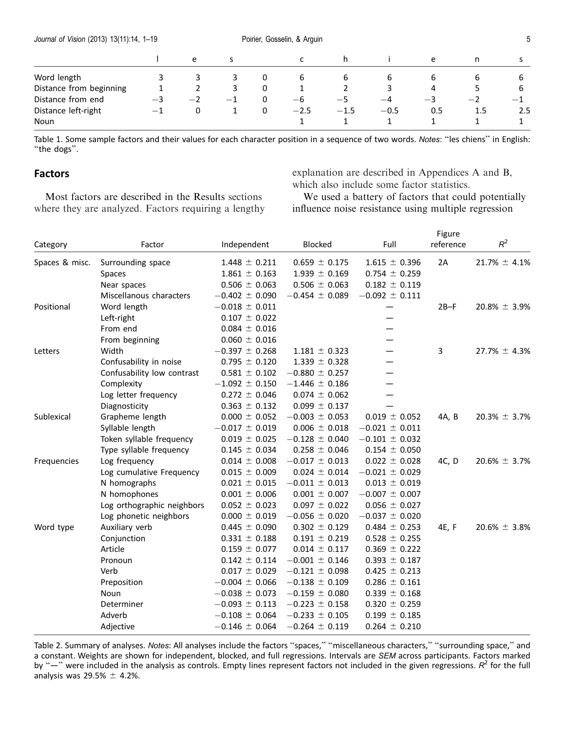| | l | e | s | | c | h | i | e | n | s |
|---|---|---|---|---|---|---|---|---|---|---|
| Word length | 3 | 3 | 3 | 0 | 6 | 6 | 6 | 6 | 6 | 6 |
| Distance from beginning | 1 | 2 | 3 | 0 | 1 | 2 | 3 | 4 | 5 | 6 |
| Distance from end | −3 | −2 | −1 | 0 | −6 | −5 | −4 | −3 | −2 | −1 |
| Distance left-right | −1 | 0 | 1 | 0 | −2.5 | −1.5 | −0.5 | 0.5 | 1.5 | 2.5 |
| Noun | | | | | 1 | 1 | 1 | 1 | 1 | 1 |

Table 1. Some sample factors and their values for each character position in a sequence of two words. *Notes*: "les chiens" in English: "the dogs".

## Factors

Most factors are described in the Results sections where they are analyzed. Factors requiring a lengthy explanation are described in Appendices A and B, which also include some factor statistics.

We used a battery of factors that could potentially influence noise resistance using multiple regression

| Category | Factor | Independent | Blocked | Full | Figure reference | $R^2$ |
|---|---|---|---|---|---|---|
| Spaces & misc. | Surrounding space | 1.448 ± 0.211 | 0.659 ± 0.175 | 1.615 ± 0.396 | 2A | 21.7% ± 4.1% |
| | Spaces | 1.861 ± 0.163 | 1.939 ± 0.169 | 0.754 ± 0.259 | | |
| | Near spaces | 0.506 ± 0.063 | 0.506 ± 0.063 | 0.182 ± 0.119 | | |
| | Miscellanous characters | −0.402 ± 0.090 | −0.454 ± 0.089 | −0.092 ± 0.111 | | |
| Positional | Word length | −0.018 ± 0.011 | | — | 2B–F | 20.8% ± 3.9% |
| | Left-right | 0.107 ± 0.022 | | — | | |
| | From end | 0.084 ± 0.016 | | — | | |
| | From beginning | 0.060 ± 0.016 | | — | | |
| Letters | Width | −0.397 ± 0.268 | 1.181 ± 0.323 | — | 3 | 27.7% ± 4.3% |
| | Confusability in noise | 0.795 ± 0.120 | 1.339 ± 0.328 | — | | |
| | Confusability low contrast | 0.581 ± 0.102 | −0.880 ± 0.257 | — | | |
| | Complexity | −1.092 ± 0.150 | −1.446 ± 0.186 | — | | |
| | Log letter frequency | 0.272 ± 0.046 | 0.074 ± 0.062 | — | | |
| | Diagnosticity | 0.363 ± 0.132 | 0.099 ± 0.137 | — | | |
| Sublexical | Grapheme length | 0.000 ± 0.052 | −0.003 ± 0.053 | 0.019 ± 0.052 | 4A, B | 20.3% ± 3.7% |
| | Syllable length | −0.017 ± 0.019 | 0.006 ± 0.018 | −0.021 ± 0.011 | | |
| | Token syllable frequency | 0.019 ± 0.025 | −0.128 ± 0.040 | −0.101 ± 0.032 | | |
| | Type syllable frequency | 0.145 ± 0.034 | 0.258 ± 0.046 | 0.154 ± 0.050 | | |
| Frequencies | Log frequency | 0.014 ± 0.008 | −0.017 ± 0.013 | 0.022 ± 0.028 | 4C, D | 20.6% ± 3.7% |
| | Log cumulative Frequency | 0.015 ± 0.009 | 0.024 ± 0.014 | −0.021 ± 0.029 | | |
| | N homographs | 0.021 ± 0.015 | −0.011 ± 0.013 | 0.013 ± 0.019 | | |
| | N homophones | 0.001 ± 0.006 | 0.001 ± 0.007 | −0.007 ± 0.007 | | |
| | Log orthographic neighbors | 0.052 ± 0.023 | 0.097 ± 0.022 | 0.056 ± 0.027 | | |
| | Log phonetic neighbors | 0.000 ± 0.019 | −0.056 ± 0.020 | −0.037 ± 0.020 | | |
| Word type | Auxiliary verb | 0.445 ± 0.090 | 0.302 ± 0.129 | 0.484 ± 0.253 | 4E, F | 20.6% ± 3.8% |
| | Conjunction | 0.331 ± 0.188 | 0.191 ± 0.219 | 0.528 ± 0.255 | | |
| | Article | 0.159 ± 0.077 | 0.014 ± 0.117 | 0.369 ± 0.222 | | |
| | Pronoun | 0.142 ± 0.114 | −0.001 ± 0.146 | 0.393 ± 0.187 | | |
| | Verb | 0.017 ± 0.029 | −0.121 ± 0.098 | 0.425 ± 0.213 | | |
| | Preposition | −0.004 ± 0.066 | −0.138 ± 0.109 | 0.286 ± 0.161 | | |
| | Noun | −0.038 ± 0.073 | −0.159 ± 0.080 | 0.339 ± 0.168 | | |
| | Determiner | −0.093 ± 0.113 | −0.223 ± 0.158 | 0.320 ± 0.259 | | |
| | Adverb | −0.108 ± 0.064 | −0.233 ± 0.105 | 0.199 ± 0.185 | | |
| | Adjective | −0.146 ± 0.064 | −0.264 ± 0.119 | 0.264 ± 0.210 | | |

Table 2. Summary of analyses. *Notes*: All analyses include the factors "spaces," "miscellaneous characters," "surrounding space," and a constant. Weights are shown for independent, blocked, and full regressions. Intervals are *SEM* across participants. Factors marked by "—" were included in the analysis as controls. Empty lines represent factors not included in the given regressions. $R^2$ for the full analysis was 29.5% ± 4.2%.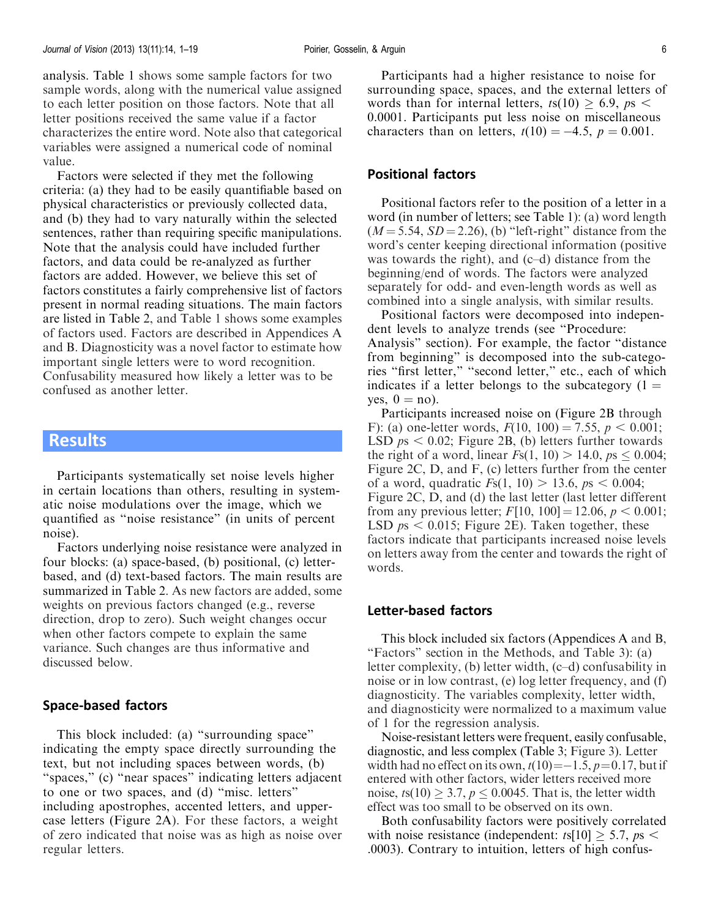analysis. Table 1 shows some sample factors for two sample words, along with the numerical value assigned to each letter position on those factors. Note that all letter positions received the same value if a factor characterizes the entire word. Note also that categorical variables were assigned a numerical code of nominal value.

Factors were selected if they met the following criteria: (a) they had to be easily quantifiable based on physical characteristics or previously collected data, and (b) they had to vary naturally within the selected sentences, rather than requiring specific manipulations. Note that the analysis could have included further factors, and data could be re-analyzed as further factors are added. However, we believe this set of factors constitutes a fairly comprehensive list of factors present in normal reading situations. The main factors are listed in Table 2, and Table 1 shows some examples of factors used. Factors are described in Appendices A and B. Diagnosticity was a novel factor to estimate how important single letters were to word recognition. Confusability measured how likely a letter was to be confused as another letter.

## Results

Participants systematically set noise levels higher in certain locations than others, resulting in systematic noise modulations over the image, which we quantified as "noise resistance" (in units of percent noise).

Factors underlying noise resistance were analyzed in four blocks: (a) space-based, (b) positional, (c) letter-based, and (d) text-based factors. The main results are summarized in Table 2. As new factors are added, some weights on previous factors changed (e.g., reverse direction, drop to zero). Such weight changes occur when other factors compete to explain the same variance. Such changes are thus informative and discussed below.

### Space-based factors

This block included: (a) "surrounding space" indicating the empty space directly surrounding the text, but not including spaces between words, (b) "spaces," (c) "near spaces" indicating letters adjacent to one or two spaces, and (d) "misc. letters" including apostrophes, accented letters, and uppercase letters (Figure 2A). For these factors, a weight of zero indicated that noise was as high as noise over regular letters.

Participants had a higher resistance to noise for surrounding space, spaces, and the external letters of words than for internal letters, $ts(10) \geq 6.9$, $ps < 0.0001$. Participants put less noise on miscellaneous characters than on letters, $t(10) = -4.5$, $p = 0.001$.

### Positional factors

Positional factors refer to the position of a letter in a word (in number of letters; see Table 1): (a) word length ($M = 5.54$, $SD = 2.26$), (b) "left-right" distance from the word's center keeping directional information (positive was towards the right), and (c–d) distance from the beginning/end of words. The factors were analyzed separately for odd- and even-length words as well as combined into a single analysis, with similar results.

Positional factors were decomposed into independent levels to analyze trends (see "Procedure: Analysis" section). For example, the factor "distance from beginning" is decomposed into the sub-categories "first letter," "second letter," etc., each of which indicates if a letter belongs to the subcategory (1 = yes, 0 = no).

Participants increased noise on (Figure 2B through F): (a) one-letter words, $F(10, 100) = 7.55$, $p < 0.001$; LSD $ps < 0.02$; Figure 2B, (b) letters further towards the right of a word, linear $Fs(1, 10) > 14.0$, $ps \leq 0.004$; Figure 2C, D, and F, (c) letters further from the center of a word, quadratic $Fs(1, 10) > 13.6$, $ps < 0.004$; Figure 2C, D, and (d) the last letter (last letter different from any previous letter; $F[10, 100] = 12.06$, $p < 0.001$; LSD $ps < 0.015$; Figure 2E). Taken together, these factors indicate that participants increased noise levels on letters away from the center and towards the right of words.

### Letter-based factors

This block included six factors (Appendices A and B, "Factors" section in the Methods, and Table 3): (a) letter complexity, (b) letter width, (c–d) confusability in noise or in low contrast, (e) log letter frequency, and (f) diagnosticity. The variables complexity, letter width, and diagnosticity were normalized to a maximum value of 1 for the regression analysis.

Noise-resistant letters were frequent, easily confusable, diagnostic, and less complex (Table 3; Figure 3). Letter width had no effect on its own, $t(10) = -1.5$, $p = 0.17$, but if entered with other factors, wider letters received more noise, $ts(10) \geq 3.7$, $p \leq 0.0045$. That is, the letter width effect was too small to be observed on its own.

Both confusability factors were positively correlated with noise resistance (independent: $ts[10] \geq 5.7$, $ps < .0003$). Contrary to intuition, letters of high confus-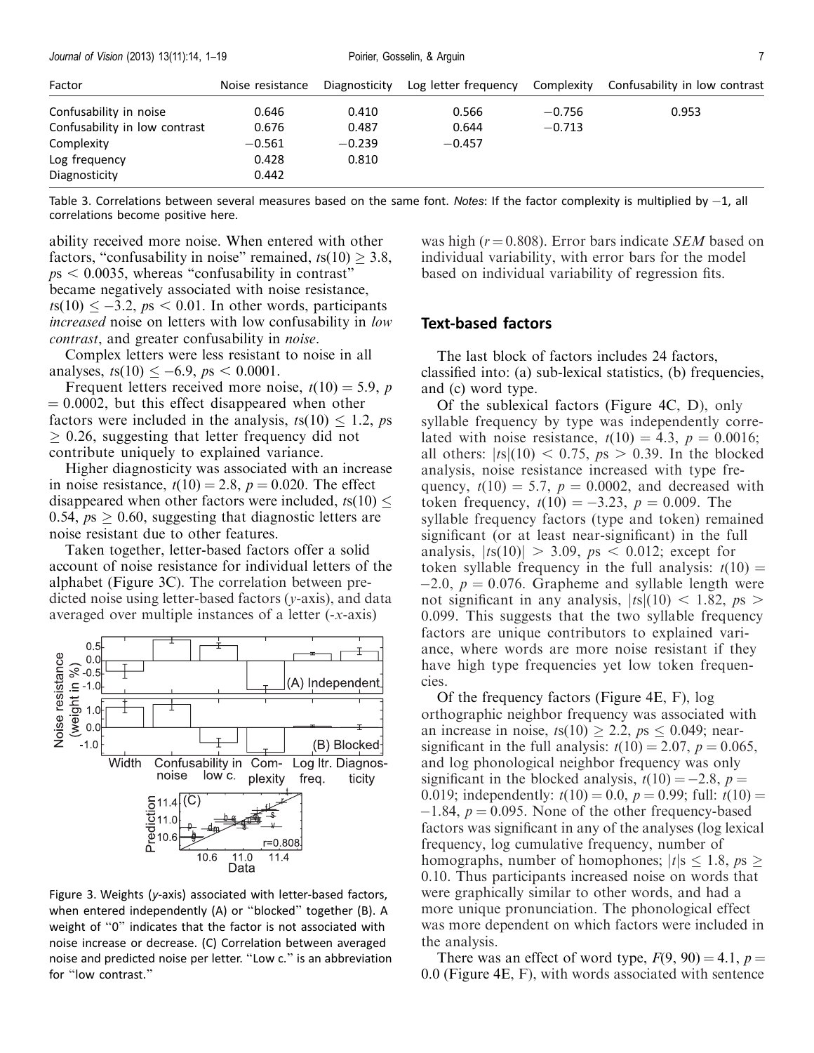| Factor | Noise resistance | Diagnosticity | Log letter frequency | Complexity | Confusability in low contrast |
|---|---|---|---|---|---|
| Confusability in noise | 0.646 | 0.410 | 0.566 | −0.756 | 0.953 |
| Confusability in low contrast | 0.676 | 0.487 | 0.644 | −0.713 | |
| Complexity | −0.561 | −0.239 | −0.457 | | |
| Log frequency | 0.428 | 0.810 | | | |
| Diagnosticity | 0.442 | | | | |

Table 3. Correlations between several measures based on the same font. *Notes*: If the factor complexity is multiplied by −1, all correlations become positive here.

ability received more noise. When entered with other factors, "confusability in noise" remained, $ts(10) \geq 3.8$, $ps < 0.0035$, whereas "confusability in contrast" became negatively associated with noise resistance, $ts(10) \leq -3.2$, $ps < 0.01$. In other words, participants *increased* noise on letters with low confusability in *low contrast*, and greater confusability in *noise*.

Complex letters were less resistant to noise in all analyses, $ts(10) \leq -6.9$, $ps < 0.0001$.

Frequent letters received more noise, $t(10) = 5.9$, $p = 0.0002$, but this effect disappeared when other factors were included in the analysis, $ts(10) \leq 1.2$, $ps \geq 0.26$, suggesting that letter frequency did not contribute uniquely to explained variance.

Higher diagnosticity was associated with an increase in noise resistance, $t(10) = 2.8$, $p = 0.020$. The effect disappeared when other factors were included, $ts(10) \leq 0.54$, $ps \geq 0.60$, suggesting that diagnostic letters are noise resistant due to other features.

Taken together, letter-based factors offer a solid account of noise resistance for individual letters of the alphabet (Figure 3C). The correlation between predicted noise using letter-based factors ($y$-axis), and data averaged over multiple instances of a letter (-$x$-axis) was high ($r = 0.808$). Error bars indicate *SEM* based on individual variability, with error bars for the model based on individual variability of regression fits.

Figure 3. Weights (*y*-axis) associated with letter-based factors, when entered independently (A) or "blocked" together (B). A weight of "0" indicates that the factor is not associated with noise increase or decrease. (C) Correlation between averaged noise and predicted noise per letter. "Low c." is an abbreviation for "low contrast."

## Text-based factors

The last block of factors includes 24 factors, classified into: (a) sub-lexical statistics, (b) frequencies, and (c) word type.

Of the sublexical factors (Figure 4C, D), only syllable frequency by type was independently correlated with noise resistance, $t(10) = 4.3$, $p = 0.0016$; all others: $|ts|(10) < 0.75$, $ps > 0.39$. In the blocked analysis, noise resistance increased with type frequency, $t(10) = 5.7$, $p = 0.0002$, and decreased with token frequency, $t(10) = -3.23$, $p = 0.009$. The syllable frequency factors (type and token) remained significant (or at least near-significant) in the full analysis, $|ts(10)| > 3.09$, $ps < 0.012$; except for token syllable frequency in the full analysis: $t(10) = -2.0$, $p = 0.076$. Grapheme and syllable length were not significant in any analysis, $|ts|(10) < 1.82$, $ps > 0.099$. This suggests that the two syllable frequency factors are unique contributors to explained variance, where words are more noise resistant if they have high type frequencies yet low token frequencies.

Of the frequency factors (Figure 4E, F), log orthographic neighbor frequency was associated with an increase in noise, $ts(10) \geq 2.2$, $ps \leq 0.049$; near-significant in the full analysis: $t(10) = 2.07$, $p = 0.065$, and log phonological neighbor frequency was only significant in the blocked analysis, $t(10) = -2.8$, $p = 0.019$; independently: $t(10) = 0.0$, $p = 0.99$; full: $t(10) = -1.84$, $p = 0.095$. None of the other frequency-based factors was significant in any of the analyses (log lexical frequency, log cumulative frequency, number of homographs, number of homophones; $|t|s \leq 1.8$, $ps \geq 0.10$. Thus participants increased noise on words that were graphically similar to other words, and had a more unique pronunciation. The phonological effect was more dependent on which factors were included in the analysis.

There was an effect of word type, $F(9, 90) = 4.1$, $p = 0.0$ (Figure 4E, F), with words associated with sentence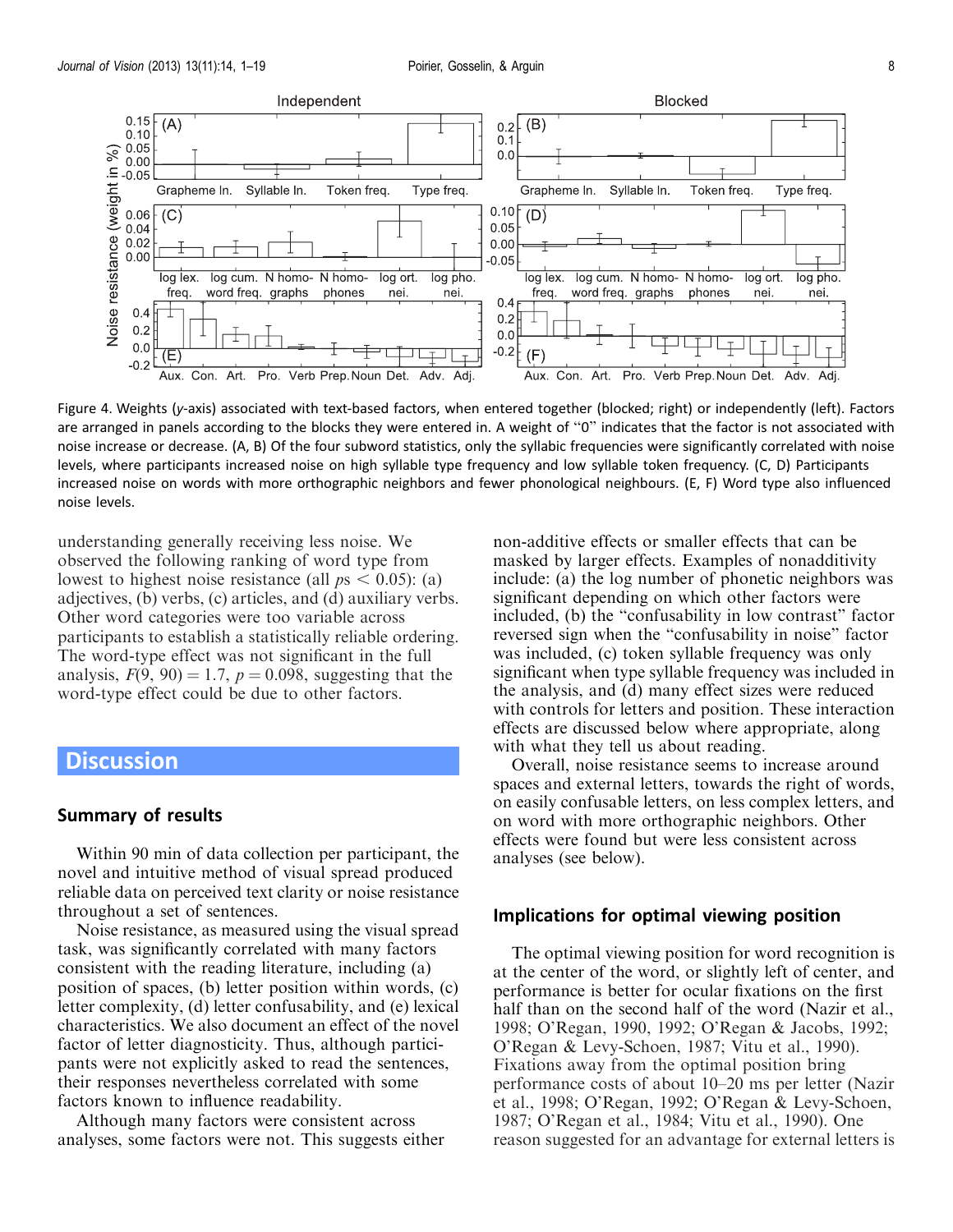Independent

Blocked

Noise resistance (weight in %)

0.15
0.10
0.05
0.00
-0.05
(A)

Grapheme ln. Syllable ln. Token freq. Type freq.

0.2
0.1
0.0
(B)

Grapheme ln. Syllable ln. Token freq. Type freq.

0.06
0.04
0.02
0.00
(C)

log lex. freq. log cum. word freq. N homo-graphs N homo-phones log ort. nei. log pho. nei.

0.10
0.05
0.00
-0.05
(D)

log lex. freq. log cum. word freq. N homo-graphs N homo-phones log ort. nei. log pho. nei.

0.4
0.2
0.0
-0.2
(E)

Aux. Con. Art. Pro. Verb Prep. Noun Det. Adv. Adj.

0.4
0.2
0.0
-0.2
(F)

Aux. Con. Art. Pro. Verb Prep. Noun Det. Adv. Adj.

Figure 4. Weights (*y*-axis) associated with text-based factors, when entered together (blocked; right) or independently (left). Factors are arranged in panels according to the blocks they were entered in. A weight of "0" indicates that the factor is not associated with noise increase or decrease. (A, B) Of the four subword statistics, only the syllabic frequencies were significantly correlated with noise levels, where participants increased noise on high syllable type frequency and low syllable token frequency. (C, D) Participants increased noise on words with more orthographic neighbors and fewer phonological neighbours. (E, F) Word type also influenced noise levels.

understanding generally receiving less noise. We observed the following ranking of word type from lowest to highest noise resistance (all $ps < 0.05$): (a) adjectives, (b) verbs, (c) articles, and (d) auxiliary verbs. Other word categories were too variable across participants to establish a statistically reliable ordering. The word-type effect was not significant in the full analysis, $F(9, 90) = 1.7$, $p = 0.098$, suggesting that the word-type effect could be due to other factors.

## Discussion

### Summary of results

Within 90 min of data collection per participant, the novel and intuitive method of visual spread produced reliable data on perceived text clarity or noise resistance throughout a set of sentences.

Noise resistance, as measured using the visual spread task, was significantly correlated with many factors consistent with the reading literature, including (a) position of spaces, (b) letter position within words, (c) letter complexity, (d) letter confusability, and (e) lexical characteristics. We also document an effect of the novel factor of letter diagnosticity. Thus, although participants were not explicitly asked to read the sentences, their responses nevertheless correlated with some factors known to influence readability.

Although many factors were consistent across analyses, some factors were not. This suggests either non-additive effects or smaller effects that can be masked by larger effects. Examples of nonadditivity include: (a) the log number of phonetic neighbors was significant depending on which other factors were included, (b) the "confusability in low contrast" factor reversed sign when the "confusability in noise" factor was included, (c) token syllable frequency was only significant when type syllable frequency was included in the analysis, and (d) many effect sizes were reduced with controls for letters and position. These interaction effects are discussed below where appropriate, along with what they tell us about reading.

Overall, noise resistance seems to increase around spaces and external letters, towards the right of words, on easily confusable letters, on less complex letters, and on word with more orthographic neighbors. Other effects were found but were less consistent across analyses (see below).

### Implications for optimal viewing position

The optimal viewing position for word recognition is at the center of the word, or slightly left of center, and performance is better for ocular fixations on the first half than on the second half of the word (Nazir et al., 1998; O'Regan, 1990, 1992; O'Regan & Jacobs, 1992; O'Regan & Levy-Schoen, 1987; Vitu et al., 1990). Fixations away from the optimal position bring performance costs of about 10–20 ms per letter (Nazir et al., 1998; O'Regan, 1992; O'Regan & Levy-Schoen, 1987; O'Regan et al., 1984; Vitu et al., 1990). One reason suggested for an advantage for external letters is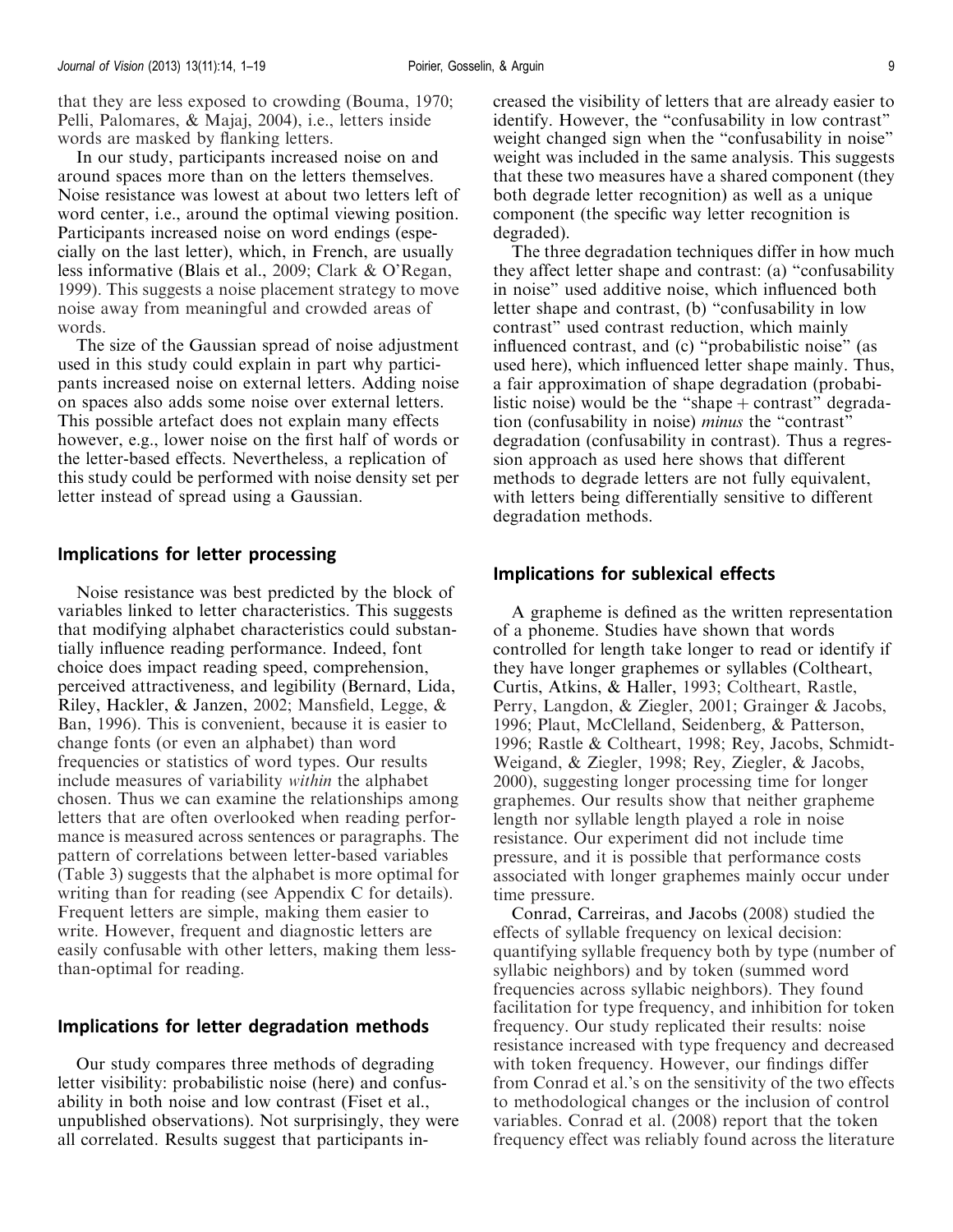that they are less exposed to crowding (Bouma, 1970; Pelli, Palomares, & Majaj, 2004), i.e., letters inside words are masked by flanking letters.

In our study, participants increased noise on and around spaces more than on the letters themselves. Noise resistance was lowest at about two letters left of word center, i.e., around the optimal viewing position. Participants increased noise on word endings (especially on the last letter), which, in French, are usually less informative (Blais et al., 2009; Clark & O'Regan, 1999). This suggests a noise placement strategy to move noise away from meaningful and crowded areas of words.

The size of the Gaussian spread of noise adjustment used in this study could explain in part why participants increased noise on external letters. Adding noise on spaces also adds some noise over external letters. This possible artefact does not explain many effects however, e.g., lower noise on the first half of words or the letter-based effects. Nevertheless, a replication of this study could be performed with noise density set per letter instead of spread using a Gaussian.

## Implications for letter processing

Noise resistance was best predicted by the block of variables linked to letter characteristics. This suggests that modifying alphabet characteristics could substantially influence reading performance. Indeed, font choice does impact reading speed, comprehension, perceived attractiveness, and legibility (Bernard, Lida, Riley, Hackler, & Janzen, 2002; Mansfield, Legge, & Ban, 1996). This is convenient, because it is easier to change fonts (or even an alphabet) than word frequencies or statistics of word types. Our results include measures of variability *within* the alphabet chosen. Thus we can examine the relationships among letters that are often overlooked when reading performance is measured across sentences or paragraphs. The pattern of correlations between letter-based variables (Table 3) suggests that the alphabet is more optimal for writing than for reading (see Appendix C for details). Frequent letters are simple, making them easier to write. However, frequent and diagnostic letters are easily confusable with other letters, making them less-than-optimal for reading.

## Implications for letter degradation methods

Our study compares three methods of degrading letter visibility: probabilistic noise (here) and confusability in both noise and low contrast (Fiset et al., unpublished observations). Not surprisingly, they were all correlated. Results suggest that participants increased the visibility of letters that are already easier to identify. However, the "confusability in low contrast" weight changed sign when the "confusability in noise" weight was included in the same analysis. This suggests that these two measures have a shared component (they both degrade letter recognition) as well as a unique component (the specific way letter recognition is degraded).

The three degradation techniques differ in how much they affect letter shape and contrast: (a) "confusability in noise" used additive noise, which influenced both letter shape and contrast, (b) "confusability in low contrast" used contrast reduction, which mainly influenced contrast, and (c) "probabilistic noise" (as used here), which influenced letter shape mainly. Thus, a fair approximation of shape degradation (probabilistic noise) would be the "shape + contrast" degradation (confusability in noise) *minus* the "contrast" degradation (confusability in contrast). Thus a regression approach as used here shows that different methods to degrade letters are not fully equivalent, with letters being differentially sensitive to different degradation methods.

## Implications for sublexical effects

A grapheme is defined as the written representation of a phoneme. Studies have shown that words controlled for length take longer to read or identify if they have longer graphemes or syllables (Coltheart, Curtis, Atkins, & Haller, 1993; Coltheart, Rastle, Perry, Langdon, & Ziegler, 2001; Grainger & Jacobs, 1996; Plaut, McClelland, Seidenberg, & Patterson, 1996; Rastle & Coltheart, 1998; Rey, Jacobs, Schmidt-Weigand, & Ziegler, 1998; Rey, Ziegler, & Jacobs, 2000), suggesting longer processing time for longer graphemes. Our results show that neither grapheme length nor syllable length played a role in noise resistance. Our experiment did not include time pressure, and it is possible that performance costs associated with longer graphemes mainly occur under time pressure.

Conrad, Carreiras, and Jacobs (2008) studied the effects of syllable frequency on lexical decision: quantifying syllable frequency both by type (number of syllabic neighbors) and by token (summed word frequencies across syllabic neighbors). They found facilitation for type frequency, and inhibition for token frequency. Our study replicated their results: noise resistance increased with type frequency and decreased with token frequency. However, our findings differ from Conrad et al.'s on the sensitivity of the two effects to methodological changes or the inclusion of control variables. Conrad et al. (2008) report that the token frequency effect was reliably found across the literature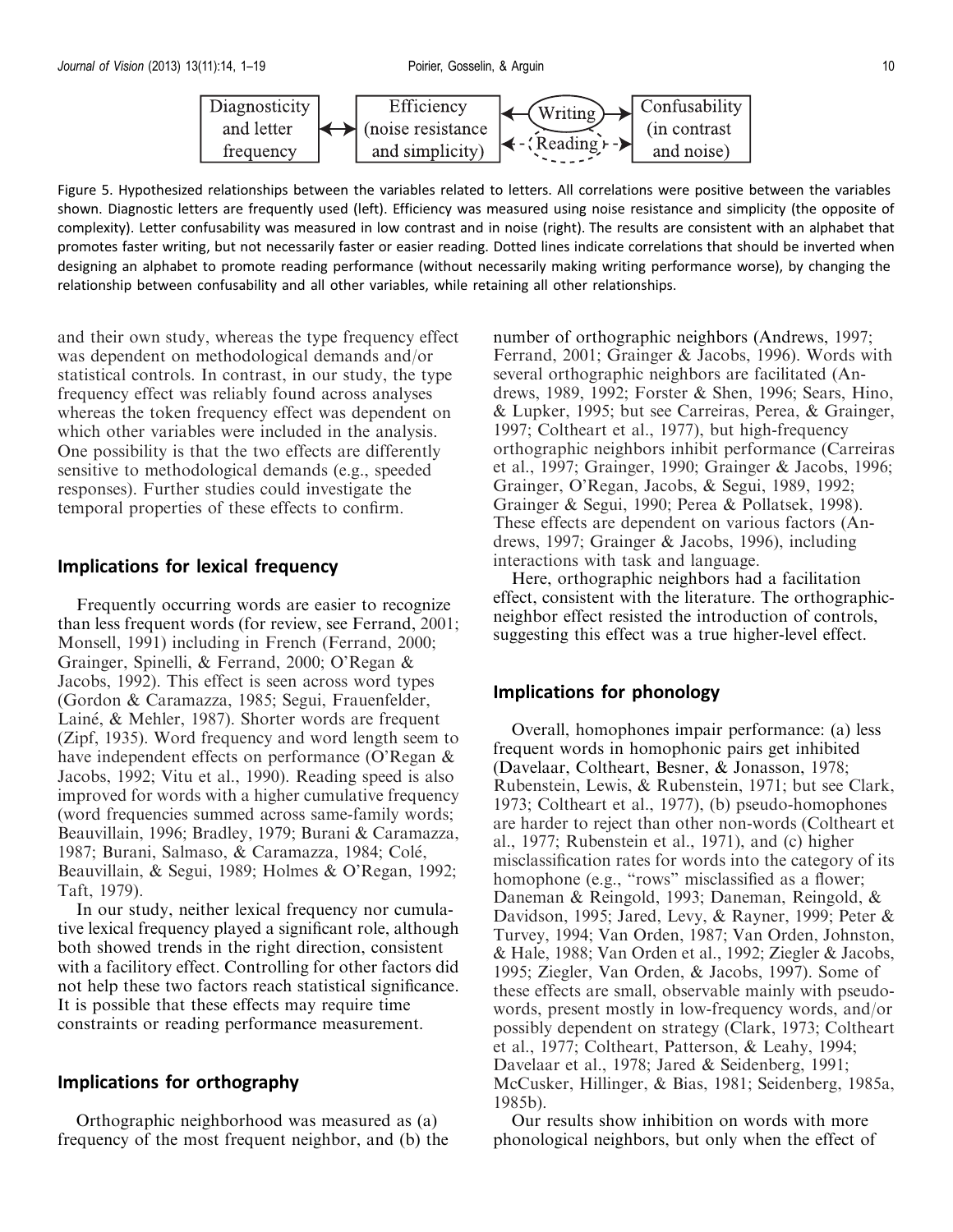Figure 5. Hypothesized relationships between the variables related to letters. All correlations were positive between the variables shown. Diagnostic letters are frequently used (left). Efficiency was measured using noise resistance and simplicity (the opposite of complexity). Letter confusability was measured in low contrast and in noise (right). The results are consistent with an alphabet that promotes faster writing, but not necessarily faster or easier reading. Dotted lines indicate correlations that should be inverted when designing an alphabet to promote reading performance (without necessarily making writing performance worse), by changing the relationship between confusability and all other variables, while retaining all other relationships.

and their own study, whereas the type frequency effect was dependent on methodological demands and/or statistical controls. In contrast, in our study, the type frequency effect was reliably found across analyses whereas the token frequency effect was dependent on which other variables were included in the analysis. One possibility is that the two effects are differently sensitive to methodological demands (e.g., speeded responses). Further studies could investigate the temporal properties of these effects to confirm.

## Implications for lexical frequency

Frequently occurring words are easier to recognize than less frequent words (for review, see Ferrand, 2001; Monsell, 1991) including in French (Ferrand, 2000; Grainger, Spinelli, & Ferrand, 2000; O'Regan & Jacobs, 1992). This effect is seen across word types (Gordon & Caramazza, 1985; Segui, Frauenfelder, Lainé, & Mehler, 1987). Shorter words are frequent (Zipf, 1935). Word frequency and word length seem to have independent effects on performance (O'Regan & Jacobs, 1992; Vitu et al., 1990). Reading speed is also improved for words with a higher cumulative frequency (word frequencies summed across same-family words; Beauvillain, 1996; Bradley, 1979; Burani & Caramazza, 1987; Burani, Salmaso, & Caramazza, 1984; Colé, Beauvillain, & Segui, 1989; Holmes & O'Regan, 1992; Taft, 1979).

In our study, neither lexical frequency nor cumulative lexical frequency played a significant role, although both showed trends in the right direction, consistent with a facilitory effect. Controlling for other factors did not help these two factors reach statistical significance. It is possible that these effects may require time constraints or reading performance measurement.

## Implications for orthography

Orthographic neighborhood was measured as (a) frequency of the most frequent neighbor, and (b) the number of orthographic neighbors (Andrews, 1997; Ferrand, 2001; Grainger & Jacobs, 1996). Words with several orthographic neighbors are facilitated (Andrews, 1989, 1992; Forster & Shen, 1996; Sears, Hino, & Lupker, 1995; but see Carreiras, Perea, & Grainger, 1997; Coltheart et al., 1977), but high-frequency orthographic neighbors inhibit performance (Carreiras et al., 1997; Grainger, 1990; Grainger & Jacobs, 1996; Grainger, O'Regan, Jacobs, & Segui, 1989, 1992; Grainger & Segui, 1990; Perea & Pollatsek, 1998). These effects are dependent on various factors (Andrews, 1997; Grainger & Jacobs, 1996), including interactions with task and language.

Here, orthographic neighbors had a facilitation effect, consistent with the literature. The orthographic-neighbor effect resisted the introduction of controls, suggesting this effect was a true higher-level effect.

## Implications for phonology

Overall, homophones impair performance: (a) less frequent words in homophonic pairs get inhibited (Davelaar, Coltheart, Besner, & Jonasson, 1978; Rubenstein, Lewis, & Rubenstein, 1971; but see Clark, 1973; Coltheart et al., 1977), (b) pseudo-homophones are harder to reject than other non-words (Coltheart et al., 1977; Rubenstein et al., 1971), and (c) higher misclassification rates for words into the category of its homophone (e.g., "rows" misclassified as a flower; Daneman & Reingold, 1993; Daneman, Reingold, & Davidson, 1995; Jared, Levy, & Rayner, 1999; Peter & Turvey, 1994; Van Orden, 1987; Van Orden, Johnston, & Hale, 1988; Van Orden et al., 1992; Ziegler & Jacobs, 1995; Ziegler, Van Orden, & Jacobs, 1997). Some of these effects are small, observable mainly with pseudowords, present mostly in low-frequency words, and/or possibly dependent on strategy (Clark, 1973; Coltheart et al., 1977; Coltheart, Patterson, & Leahy, 1994; Davelaar et al., 1978; Jared & Seidenberg, 1991; McCusker, Hillinger, & Bias, 1981; Seidenberg, 1985a, 1985b).

Our results show inhibition on words with more phonological neighbors, but only when the effect of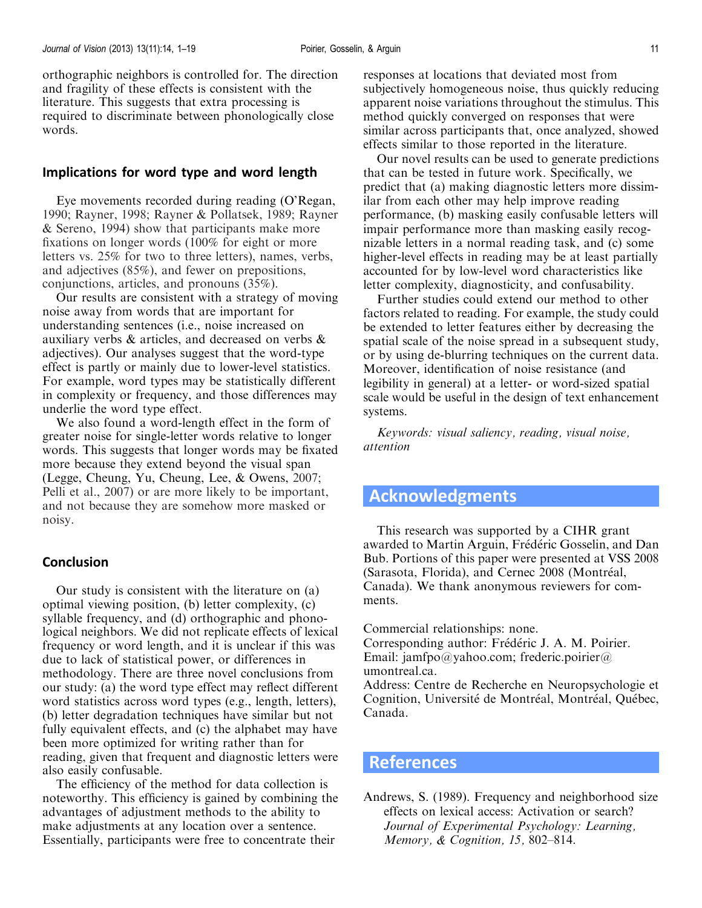orthographic neighbors is controlled for. The direction and fragility of these effects is consistent with the literature. This suggests that extra processing is required to discriminate between phonologically close words.

### Implications for word type and word length

Eye movements recorded during reading (O'Regan, 1990; Rayner, 1998; Rayner & Pollatsek, 1989; Rayner & Sereno, 1994) show that participants make more fixations on longer words (100% for eight or more letters vs. 25% for two to three letters), names, verbs, and adjectives (85%), and fewer on prepositions, conjunctions, articles, and pronouns (35%).

Our results are consistent with a strategy of moving noise away from words that are important for understanding sentences (i.e., noise increased on auxiliary verbs & articles, and decreased on verbs & adjectives). Our analyses suggest that the word-type effect is partly or mainly due to lower-level statistics. For example, word types may be statistically different in complexity or frequency, and those differences may underlie the word type effect.

We also found a word-length effect in the form of greater noise for single-letter words relative to longer words. This suggests that longer words may be fixated more because they extend beyond the visual span (Legge, Cheung, Yu, Cheung, Lee, & Owens, 2007; Pelli et al., 2007) or are more likely to be important, and not because they are somehow more masked or noisy.

### Conclusion

Our study is consistent with the literature on (a) optimal viewing position, (b) letter complexity, (c) syllable frequency, and (d) orthographic and phonological neighbors. We did not replicate effects of lexical frequency or word length, and it is unclear if this was due to lack of statistical power, or differences in methodology. There are three novel conclusions from our study: (a) the word type effect may reflect different word statistics across word types (e.g., length, letters), (b) letter degradation techniques have similar but not fully equivalent effects, and (c) the alphabet may have been more optimized for writing rather than for reading, given that frequent and diagnostic letters were also easily confusable.

The efficiency of the method for data collection is noteworthy. This efficiency is gained by combining the advantages of adjustment methods to the ability to make adjustments at any location over a sentence. Essentially, participants were free to concentrate their responses at locations that deviated most from subjectively homogeneous noise, thus quickly reducing apparent noise variations throughout the stimulus. This method quickly converged on responses that were similar across participants that, once analyzed, showed effects similar to those reported in the literature.

Our novel results can be used to generate predictions that can be tested in future work. Specifically, we predict that (a) making diagnostic letters more dissimilar from each other may help improve reading performance, (b) masking easily confusable letters will impair performance more than masking easily recognizable letters in a normal reading task, and (c) some higher-level effects in reading may be at least partially accounted for by low-level word characteristics like letter complexity, diagnosticity, and confusability.

Further studies could extend our method to other factors related to reading. For example, the study could be extended to letter features either by decreasing the spatial scale of the noise spread in a subsequent study, or by using de-blurring techniques on the current data. Moreover, identification of noise resistance (and legibility in general) at a letter- or word-sized spatial scale would be useful in the design of text enhancement systems.

*Keywords: visual saliency, reading, visual noise, attention*

## Acknowledgments

This research was supported by a CIHR grant awarded to Martin Arguin, Frédéric Gosselin, and Dan Bub. Portions of this paper were presented at VSS 2008 (Sarasota, Florida), and Cernec 2008 (Montréal, Canada). We thank anonymous reviewers for comments.

Commercial relationships: none.
Corresponding author: Frédéric J. A. M. Poirier.
Email: jamfpo@yahoo.com; frederic.poirier@umontreal.ca.
Address: Centre de Recherche en Neuropsychologie et Cognition, Université de Montréal, Montréal, Québec, Canada.

## References

Andrews, S. (1989). Frequency and neighborhood size effects on lexical access: Activation or search? *Journal of Experimental Psychology: Learning, Memory, & Cognition, 15,* 802–814.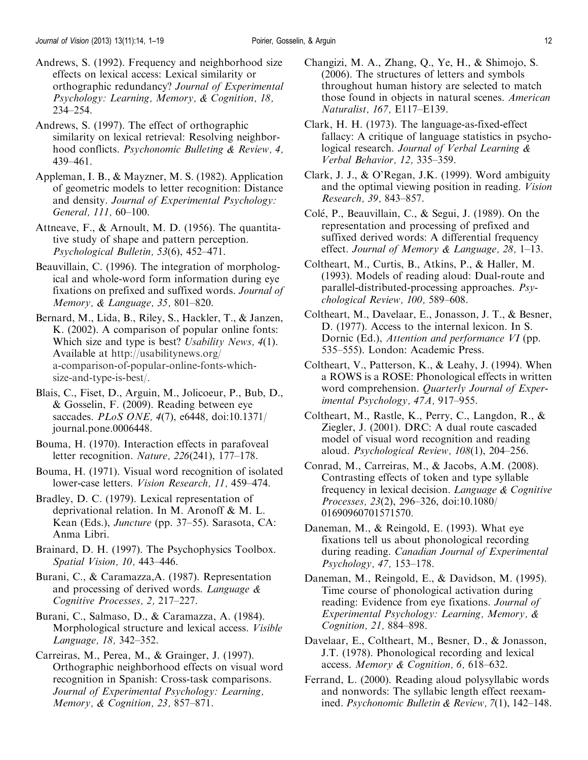Andrews, S. (1992). Frequency and neighborhood size effects on lexical access: Lexical similarity or orthographic redundancy? *Journal of Experimental Psychology: Learning, Memory, & Cognition, 18,* 234–254.

Andrews, S. (1997). The effect of orthographic similarity on lexical retrieval: Resolving neighborhood conflicts. *Psychonomic Bulleting & Review, 4,* 439–461.

Appleman, I. B., & Mayzner, M. S. (1982). Application of geometric models to letter recognition: Distance and density. *Journal of Experimental Psychology: General, 111,* 60–100.

Attneave, F., & Arnoult, M. D. (1956). The quantitative study of shape and pattern perception. *Psychological Bulletin, 53*(6), 452–471.

Beauvillain, C. (1996). The integration of morphological and whole-word form information during eye fixations on prefixed and suffixed words. *Journal of Memory, & Language, 35,* 801–820.

Bernard, M., Lida, B., Riley, S., Hackler, T., & Janzen, K. (2002). A comparison of popular online fonts: Which size and type is best? *Usability News, 4*(1). Available at http://usabilitynews.org/a-comparison-of-popular-online-fonts-which-size-and-type-is-best/.

Blais, C., Fiset, D., Arguin, M., Jolicoeur, P., Bub, D., & Gosselin, F. (2009). Reading between eye saccades. *PLoS ONE, 4*(7), e6448, doi:10.1371/journal.pone.0006448.

Bouma, H. (1970). Interaction effects in parafoveal letter recognition. *Nature, 226*(241), 177–178.

Bouma, H. (1971). Visual word recognition of isolated lower-case letters. *Vision Research, 11,* 459–474.

Bradley, D. C. (1979). Lexical representation of deprivational relation. In M. Aronoff & M. L. Kean (Eds.), *Juncture* (pp. 37–55). Sarasota, CA: Anma Libri.

Brainard, D. H. (1997). The Psychophysics Toolbox. *Spatial Vision, 10,* 443–446.

Burani, C., & Caramazza,A. (1987). Representation and processing of derived words. *Language & Cognitive Processes, 2,* 217–227.

Burani, C., Salmaso, D., & Caramazza, A. (1984). Morphological structure and lexical access. *Visible Language, 18,* 342–352.

Carreiras, M., Perea, M., & Grainger, J. (1997). Orthographic neighborhood effects on visual word recognition in Spanish: Cross-task comparisons. *Journal of Experimental Psychology: Learning, Memory, & Cognition, 23,* 857–871.

Changizi, M. A., Zhang, Q., Ye, H., & Shimojo, S. (2006). The structures of letters and symbols throughout human history are selected to match those found in objects in natural scenes. *American Naturalist, 167,* E117–E139.

Clark, H. H. (1973). The language-as-fixed-effect fallacy: A critique of language statistics in psychological research. *Journal of Verbal Learning & Verbal Behavior, 12,* 335–359.

Clark, J. J., & O'Regan, J.K. (1999). Word ambiguity and the optimal viewing position in reading. *Vision Research, 39,* 843–857.

Colé, P., Beauvillain, C., & Segui, J. (1989). On the representation and processing of prefixed and suffixed derived words: A differential frequency effect. *Journal of Memory & Language, 28,* 1–13.

Coltheart, M., Curtis, B., Atkins, P., & Haller, M. (1993). Models of reading aloud: Dual-route and parallel-distributed-processing approaches. *Psychological Review, 100,* 589–608.

Coltheart, M., Davelaar, E., Jonasson, J. T., & Besner, D. (1977). Access to the internal lexicon. In S. Dornic (Ed.), *Attention and performance VI* (pp. 535–555). London: Academic Press.

Coltheart, V., Patterson, K., & Leahy, J. (1994). When a ROWS is a ROSE: Phonological effects in written word comprehension. *Quarterly Journal of Experimental Psychology, 47A,* 917–955.

Coltheart, M., Rastle, K., Perry, C., Langdon, R., & Ziegler, J. (2001). DRC: A dual route cascaded model of visual word recognition and reading aloud. *Psychological Review, 108*(1), 204–256.

Conrad, M., Carreiras, M., & Jacobs, A.M. (2008). Contrasting effects of token and type syllable frequency in lexical decision. *Language & Cognitive Processes, 23*(2), 296–326, doi:10.1080/01690960701571570.

Daneman, M., & Reingold, E. (1993). What eye fixations tell us about phonological recording during reading. *Canadian Journal of Experimental Psychology, 47,* 153–178.

Daneman, M., Reingold, E., & Davidson, M. (1995). Time course of phonological activation during reading: Evidence from eye fixations. *Journal of Experimental Psychology: Learning, Memory, & Cognition, 21,* 884–898.

Davelaar, E., Coltheart, M., Besner, D., & Jonasson, J.T. (1978). Phonological recording and lexical access. *Memory & Cognition, 6,* 618–632.

Ferrand, L. (2000). Reading aloud polysyllabic words and nonwords: The syllabic length effect reexamined. *Psychonomic Bulletin & Review, 7*(1), 142–148.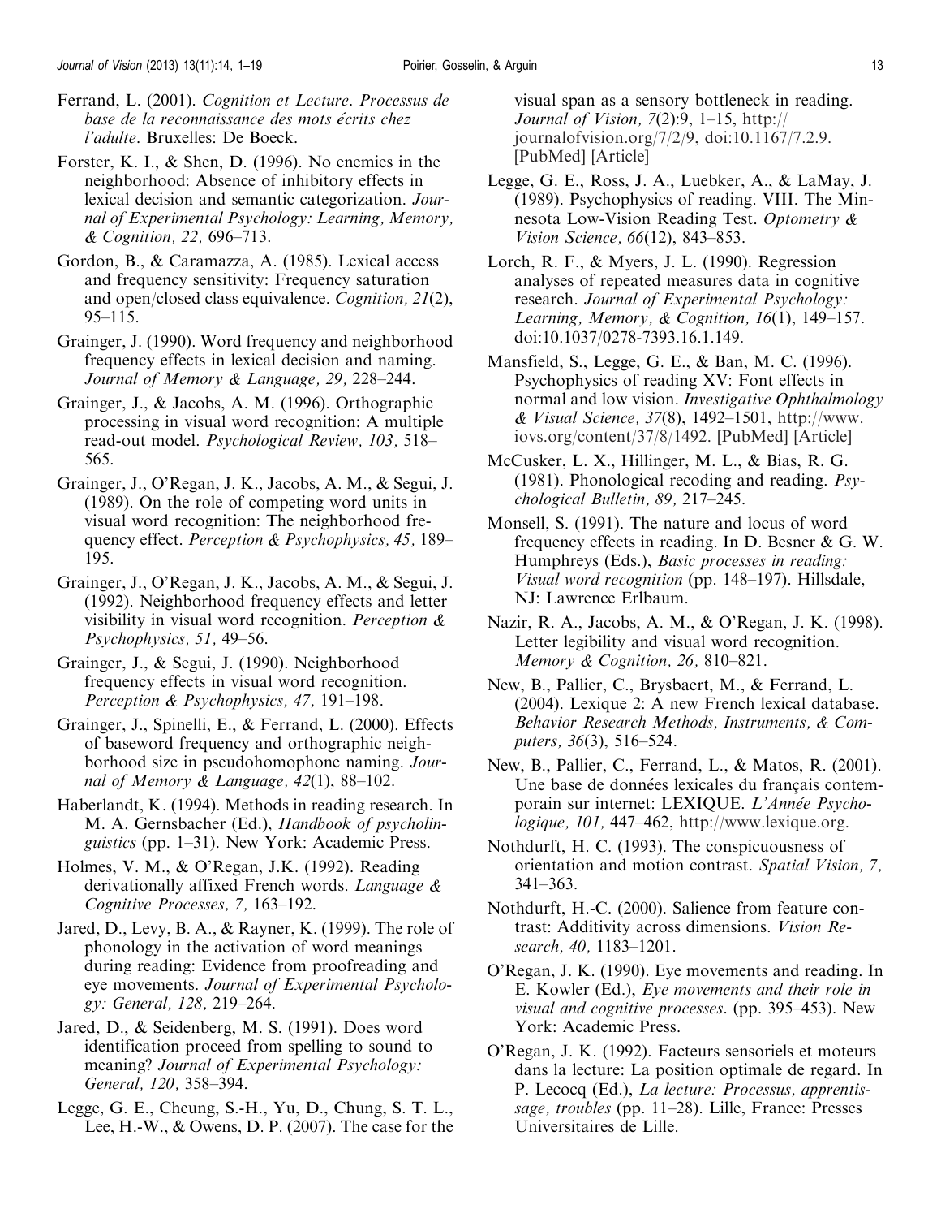Ferrand, L. (2001). *Cognition et Lecture. Processus de base de la reconnaissance des mots écrits chez l'adulte*. Bruxelles: De Boeck.

Forster, K. I., & Shen, D. (1996). No enemies in the neighborhood: Absence of inhibitory effects in lexical decision and semantic categorization. *Journal of Experimental Psychology: Learning, Memory, & Cognition, 22,* 696–713.

Gordon, B., & Caramazza, A. (1985). Lexical access and frequency sensitivity: Frequency saturation and open/closed class equivalence. *Cognition, 21*(2), 95–115.

Grainger, J. (1990). Word frequency and neighborhood frequency effects in lexical decision and naming. *Journal of Memory & Language, 29,* 228–244.

Grainger, J., & Jacobs, A. M. (1996). Orthographic processing in visual word recognition: A multiple read-out model. *Psychological Review, 103,* 518–565.

Grainger, J., O'Regan, J. K., Jacobs, A. M., & Segui, J. (1989). On the role of competing word units in visual word recognition: The neighborhood frequency effect. *Perception & Psychophysics, 45,* 189–195.

Grainger, J., O'Regan, J. K., Jacobs, A. M., & Segui, J. (1992). Neighborhood frequency effects and letter visibility in visual word recognition. *Perception & Psychophysics, 51,* 49–56.

Grainger, J., & Segui, J. (1990). Neighborhood frequency effects in visual word recognition. *Perception & Psychophysics, 47,* 191–198.

Grainger, J., Spinelli, E., & Ferrand, L. (2000). Effects of baseword frequency and orthographic neighborhood size in pseudohomophone naming. *Journal of Memory & Language, 42*(1), 88–102.

Haberlandt, K. (1994). Methods in reading research. In M. A. Gernsbacher (Ed.), *Handbook of psycholinguistics* (pp. 1–31). New York: Academic Press.

Holmes, V. M., & O'Regan, J.K. (1992). Reading derivationally affixed French words. *Language & Cognitive Processes, 7,* 163–192.

Jared, D., Levy, B. A., & Rayner, K. (1999). The role of phonology in the activation of word meanings during reading: Evidence from proofreading and eye movements. *Journal of Experimental Psychology: General, 128,* 219–264.

Jared, D., & Seidenberg, M. S. (1991). Does word identification proceed from spelling to sound to meaning? *Journal of Experimental Psychology: General, 120,* 358–394.

Legge, G. E., Cheung, S.-H., Yu, D., Chung, S. T. L., Lee, H.-W., & Owens, D. P. (2007). The case for the visual span as a sensory bottleneck in reading. *Journal of Vision, 7*(2):9, 1–15, http://journalofvision.org/7/2/9, doi:10.1167/7.2.9. [PubMed] [Article]

Legge, G. E., Ross, J. A., Luebker, A., & LaMay, J. (1989). Psychophysics of reading. VIII. The Minnesota Low-Vision Reading Test. *Optometry & Vision Science, 66*(12), 843–853.

Lorch, R. F., & Myers, J. L. (1990). Regression analyses of repeated measures data in cognitive research. *Journal of Experimental Psychology: Learning, Memory, & Cognition, 16*(1), 149–157. doi:10.1037/0278-7393.16.1.149.

Mansfield, S., Legge, G. E., & Ban, M. C. (1996). Psychophysics of reading XV: Font effects in normal and low vision. *Investigative Ophthalmology & Visual Science, 37*(8), 1492–1501, http://www.iovs.org/content/37/8/1492. [PubMed] [Article]

McCusker, L. X., Hillinger, M. L., & Bias, R. G. (1981). Phonological recoding and reading. *Psychological Bulletin, 89,* 217–245.

Monsell, S. (1991). The nature and locus of word frequency effects in reading. In D. Besner & G. W. Humphreys (Eds.), *Basic processes in reading: Visual word recognition* (pp. 148–197). Hillsdale, NJ: Lawrence Erlbaum.

Nazir, R. A., Jacobs, A. M., & O'Regan, J. K. (1998). Letter legibility and visual word recognition. *Memory & Cognition, 26,* 810–821.

New, B., Pallier, C., Brysbaert, M., & Ferrand, L. (2004). Lexique 2: A new French lexical database. *Behavior Research Methods, Instruments, & Computers, 36*(3), 516–524.

New, B., Pallier, C., Ferrand, L., & Matos, R. (2001). Une base de données lexicales du français contemporain sur internet: LEXIQUE. *L'Année Psychologique, 101,* 447–462, http://www.lexique.org.

Nothdurft, H. C. (1993). The conspicuousness of orientation and motion contrast. *Spatial Vision, 7,* 341–363.

Nothdurft, H.-C. (2000). Salience from feature contrast: Additivity across dimensions. *Vision Research, 40,* 1183–1201.

O'Regan, J. K. (1990). Eye movements and reading. In E. Kowler (Ed.), *Eye movements and their role in visual and cognitive processes*. (pp. 395–453). New York: Academic Press.

O'Regan, J. K. (1992). Facteurs sensoriels et moteurs dans la lecture: La position optimale de regard. In P. Lecocq (Ed.), *La lecture: Processus, apprentissage, troubles* (pp. 11–28). Lille, France: Presses Universitaires de Lille.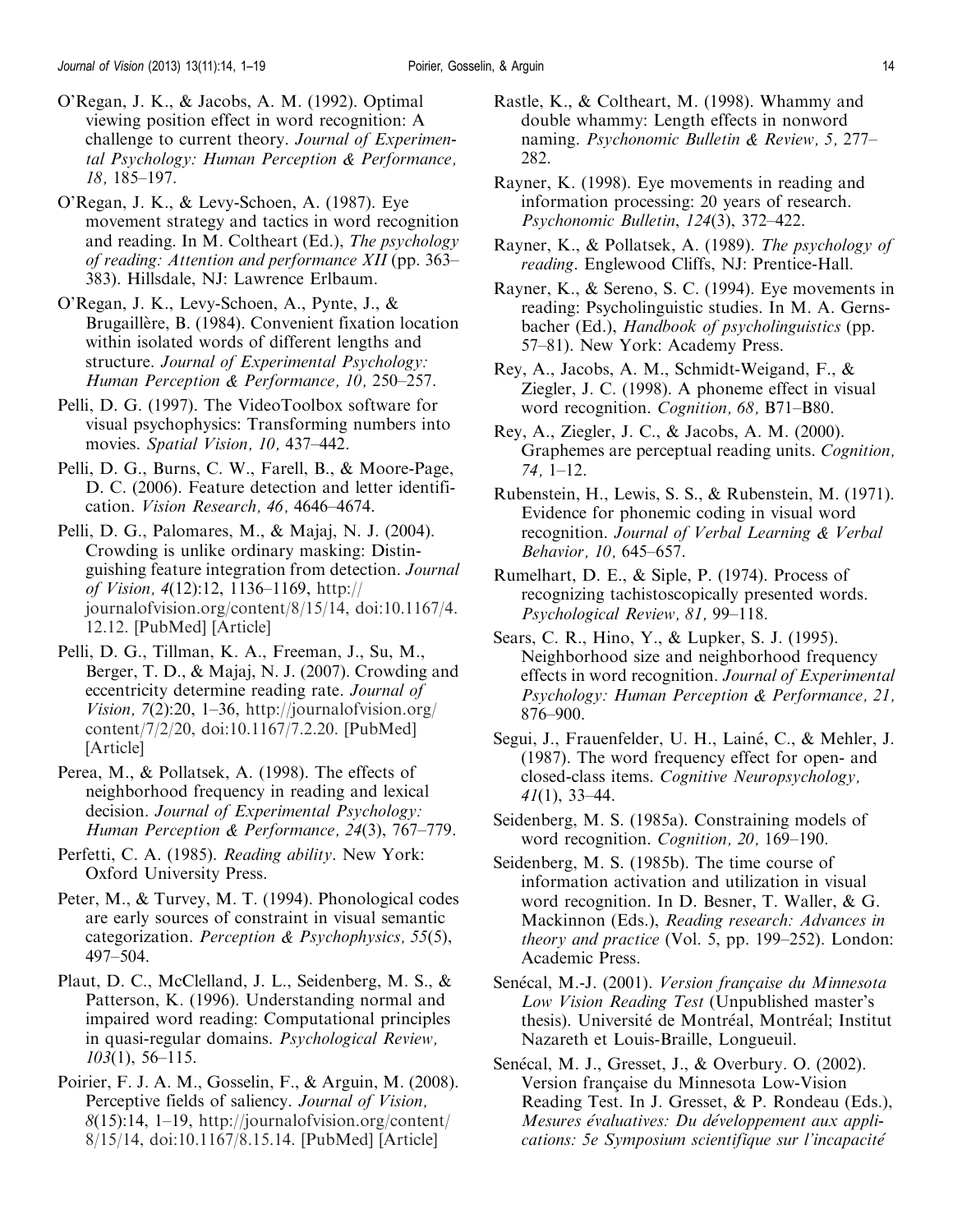O'Regan, J. K., & Jacobs, A. M. (1992). Optimal viewing position effect in word recognition: A challenge to current theory. *Journal of Experimental Psychology: Human Perception & Performance, 18,* 185–197.

O'Regan, J. K., & Levy-Schoen, A. (1987). Eye movement strategy and tactics in word recognition and reading. In M. Coltheart (Ed.), *The psychology of reading: Attention and performance XII* (pp. 363–383). Hillsdale, NJ: Lawrence Erlbaum.

O'Regan, J. K., Levy-Schoen, A., Pynte, J., & Brugaillère, B. (1984). Convenient fixation location within isolated words of different lengths and structure. *Journal of Experimental Psychology: Human Perception & Performance, 10,* 250–257.

Pelli, D. G. (1997). The VideoToolbox software for visual psychophysics: Transforming numbers into movies. *Spatial Vision, 10,* 437–442.

Pelli, D. G., Burns, C. W., Farell, B., & Moore-Page, D. C. (2006). Feature detection and letter identification. *Vision Research, 46,* 4646–4674.

Pelli, D. G., Palomares, M., & Majaj, N. J. (2004). Crowding is unlike ordinary masking: Distinguishing feature integration from detection. *Journal of Vision, 4*(12):12, 1136–1169, http://journalofvision.org/content/8/15/14, doi:10.1167/4.12.12. [PubMed] [Article]

Pelli, D. G., Tillman, K. A., Freeman, J., Su, M., Berger, T. D., & Majaj, N. J. (2007). Crowding and eccentricity determine reading rate. *Journal of Vision, 7*(2):20, 1–36, http://journalofvision.org/content/7/2/20, doi:10.1167/7.2.20. [PubMed] [Article]

Perea, M., & Pollatsek, A. (1998). The effects of neighborhood frequency in reading and lexical decision. *Journal of Experimental Psychology: Human Perception & Performance, 24*(3), 767–779.

Perfetti, C. A. (1985). *Reading ability*. New York: Oxford University Press.

Peter, M., & Turvey, M. T. (1994). Phonological codes are early sources of constraint in visual semantic categorization. *Perception & Psychophysics, 55*(5), 497–504.

Plaut, D. C., McClelland, J. L., Seidenberg, M. S., & Patterson, K. (1996). Understanding normal and impaired word reading: Computational principles in quasi-regular domains. *Psychological Review, 103*(1), 56–115.

Poirier, F. J. A. M., Gosselin, F., & Arguin, M. (2008). Perceptive fields of saliency. *Journal of Vision, 8*(15):14, 1–19, http://journalofvision.org/content/8/15/14, doi:10.1167/8.15.14. [PubMed] [Article]

Rastle, K., & Coltheart, M. (1998). Whammy and double whammy: Length effects in nonword naming. *Psychonomic Bulletin & Review, 5,* 277–282.

Rayner, K. (1998). Eye movements in reading and information processing: 20 years of research. *Psychonomic Bulletin*, *124*(3), 372–422.

Rayner, K., & Pollatsek, A. (1989). *The psychology of reading*. Englewood Cliffs, NJ: Prentice-Hall.

Rayner, K., & Sereno, S. C. (1994). Eye movements in reading: Psycholinguistic studies. In M. A. Gernsbacher (Ed.), *Handbook of psycholinguistics* (pp. 57–81). New York: Academy Press.

Rey, A., Jacobs, A. M., Schmidt-Weigand, F., & Ziegler, J. C. (1998). A phoneme effect in visual word recognition. *Cognition, 68,* B71–B80.

Rey, A., Ziegler, J. C., & Jacobs, A. M. (2000). Graphemes are perceptual reading units. *Cognition, 74,* 1–12.

Rubenstein, H., Lewis, S. S., & Rubenstein, M. (1971). Evidence for phonemic coding in visual word recognition. *Journal of Verbal Learning & Verbal Behavior, 10,* 645–657.

Rumelhart, D. E., & Siple, P. (1974). Process of recognizing tachistoscopically presented words. *Psychological Review, 81,* 99–118.

Sears, C. R., Hino, Y., & Lupker, S. J. (1995). Neighborhood size and neighborhood frequency effects in word recognition. *Journal of Experimental Psychology: Human Perception & Performance, 21,* 876–900.

Segui, J., Frauenfelder, U. H., Lainé, C., & Mehler, J. (1987). The word frequency effect for open- and closed-class items. *Cognitive Neuropsychology, 41*(1), 33–44.

Seidenberg, M. S. (1985a). Constraining models of word recognition. *Cognition, 20,* 169–190.

Seidenberg, M. S. (1985b). The time course of information activation and utilization in visual word recognition. In D. Besner, T. Waller, & G. Mackinnon (Eds.), *Reading research: Advances in theory and practice* (Vol. 5, pp. 199–252). London: Academic Press.

Senécal, M.-J. (2001). *Version française du Minnesota Low Vision Reading Test* (Unpublished master's thesis). Université de Montréal, Montréal; Institut Nazareth et Louis-Braille, Longueuil.

Senécal, M. J., Gresset, J., & Overbury. O. (2002). Version française du Minnesota Low-Vision Reading Test. In J. Gresset, & P. Rondeau (Eds.), *Mesures évaluatives: Du développement aux applications: 5e Symposium scientifique sur l'incapacité*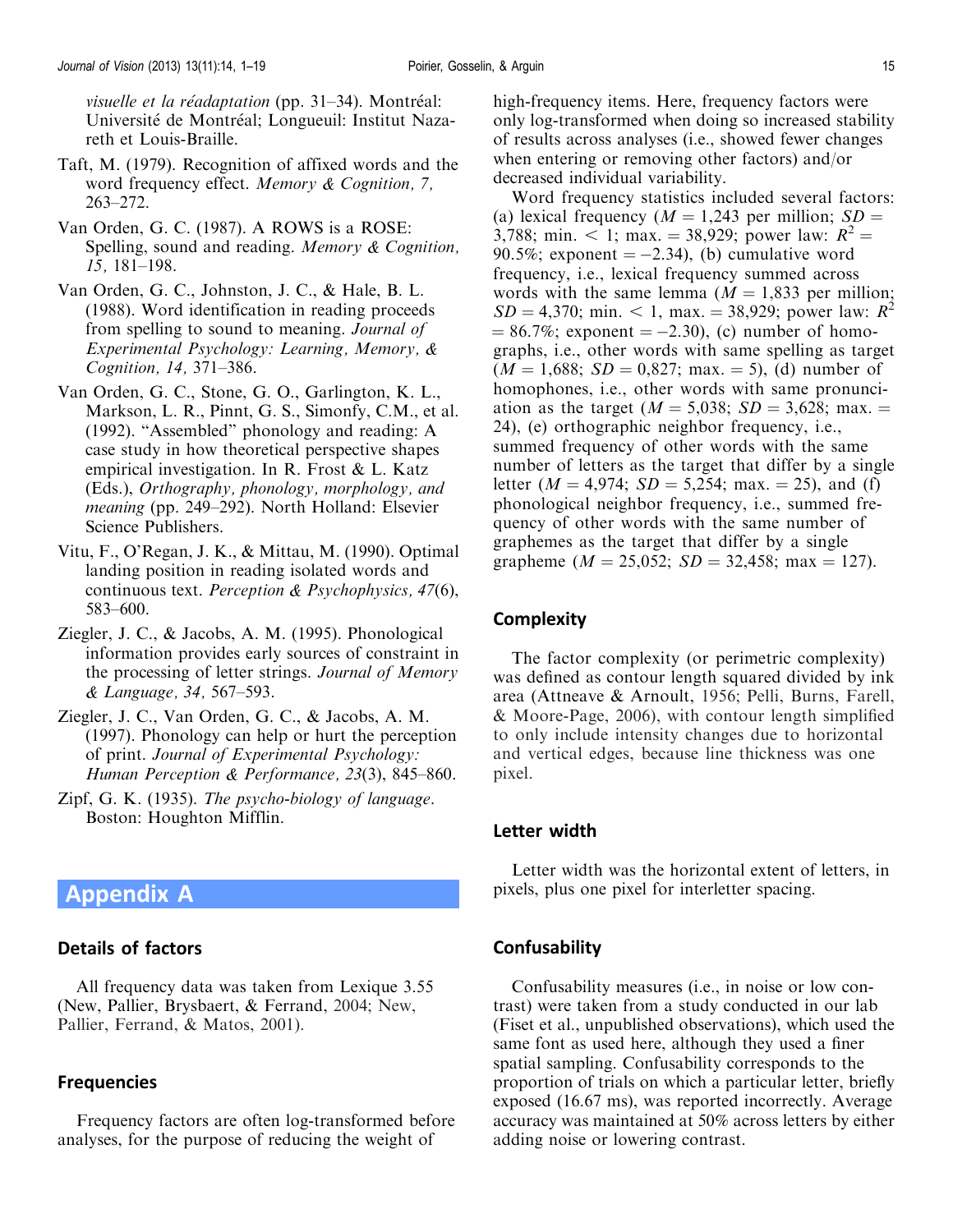*visuelle et la réadaptation* (pp. 31–34). Montréal: Université de Montréal; Longueuil: Institut Nazareth et Louis-Braille.

Taft, M. (1979). Recognition of affixed words and the word frequency effect. *Memory & Cognition, 7,* 263–272.

Van Orden, G. C. (1987). A ROWS is a ROSE: Spelling, sound and reading. *Memory & Cognition, 15,* 181–198.

Van Orden, G. C., Johnston, J. C., & Hale, B. L. (1988). Word identification in reading proceeds from spelling to sound to meaning. *Journal of Experimental Psychology: Learning, Memory, & Cognition, 14,* 371–386.

Van Orden, G. C., Stone, G. O., Garlington, K. L., Markson, L. R., Pinnt, G. S., Simonfy, C.M., et al. (1992). "Assembled" phonology and reading: A case study in how theoretical perspective shapes empirical investigation. In R. Frost & L. Katz (Eds.), *Orthography, phonology, morphology, and meaning* (pp. 249–292). North Holland: Elsevier Science Publishers.

Vitu, F., O'Regan, J. K., & Mittau, M. (1990). Optimal landing position in reading isolated words and continuous text. *Perception & Psychophysics, 47*(6), 583–600.

Ziegler, J. C., & Jacobs, A. M. (1995). Phonological information provides early sources of constraint in the processing of letter strings. *Journal of Memory & Language, 34,* 567–593.

Ziegler, J. C., Van Orden, G. C., & Jacobs, A. M. (1997). Phonology can help or hurt the perception of print. *Journal of Experimental Psychology: Human Perception & Performance, 23*(3), 845–860.

Zipf, G. K. (1935). *The psycho-biology of language.* Boston: Houghton Mifflin.

# Appendix A

## Details of factors

All frequency data was taken from Lexique 3.55 (New, Pallier, Brysbaert, & Ferrand, 2004; New, Pallier, Ferrand, & Matos, 2001).

## Frequencies

Frequency factors are often log-transformed before analyses, for the purpose of reducing the weight of high-frequency items. Here, frequency factors were only log-transformed when doing so increased stability of results across analyses (i.e., showed fewer changes when entering or removing other factors) and/or decreased individual variability.

Word frequency statistics included several factors: (a) lexical frequency ($M = 1{,}243$ per million; $SD = 3{,}788$; min. $< 1$; max. $= 38{,}929$; power law: $R^2 = 90.5\%$; exponent $= -2.34$), (b) cumulative word frequency, i.e., lexical frequency summed across words with the same lemma ($M = 1{,}833$ per million; $SD = 4{,}370$; min. $< 1$, max. $= 38{,}929$; power law: $R^2 = 86.7\%$; exponent $= -2.30$), (c) number of homographs, i.e., other words with same spelling as target ($M = 1{,}688$; $SD = 0{,}827$; max. $= 5$), (d) number of homophones, i.e., other words with same pronunciation as the target ($M = 5{,}038$; $SD = 3{,}628$; max. $= 24$), (e) orthographic neighbor frequency, i.e., summed frequency of other words with the same number of letters as the target that differ by a single letter ($M = 4{,}974$; $SD = 5{,}254$; max. $= 25$), and (f) phonological neighbor frequency, i.e., summed frequency of other words with the same number of graphemes as the target that differ by a single grapheme ($M = 25{,}052$; $SD = 32{,}458$; max $= 127$).

## Complexity

The factor complexity (or perimetric complexity) was defined as contour length squared divided by ink area (Attneave & Arnoult, 1956; Pelli, Burns, Farell, & Moore-Page, 2006), with contour length simplified to only include intensity changes due to horizontal and vertical edges, because line thickness was one pixel.

## Letter width

Letter width was the horizontal extent of letters, in pixels, plus one pixel for interletter spacing.

## Confusability

Confusability measures (i.e., in noise or low contrast) were taken from a study conducted in our lab (Fiset et al., unpublished observations), which used the same font as used here, although they used a finer spatial sampling. Confusability corresponds to the proportion of trials on which a particular letter, briefly exposed (16.67 ms), was reported incorrectly. Average accuracy was maintained at 50% across letters by either adding noise or lowering contrast.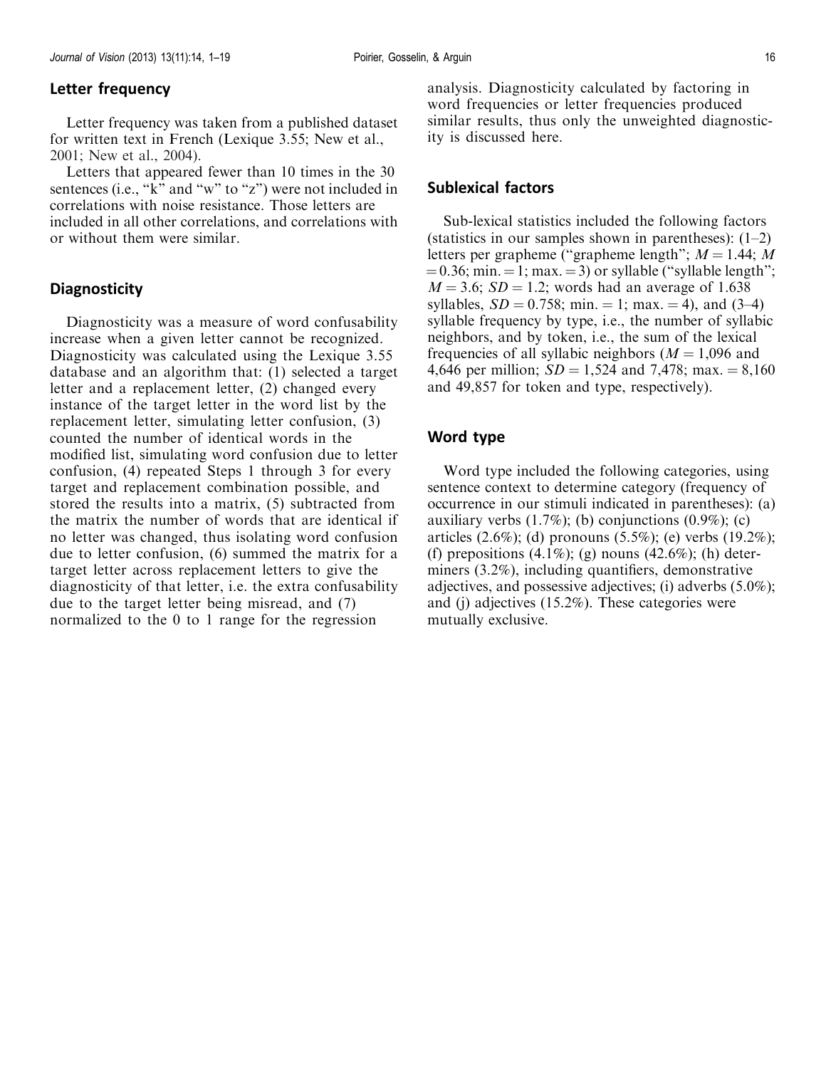## Letter frequency

Letter frequency was taken from a published dataset for written text in French (Lexique 3.55; New et al., 2001; New et al., 2004).

Letters that appeared fewer than 10 times in the 30 sentences (i.e., "k" and "w" to "z") were not included in correlations with noise resistance. Those letters are included in all other correlations, and correlations with or without them were similar.

## Diagnosticity

Diagnosticity was a measure of word confusability increase when a given letter cannot be recognized. Diagnosticity was calculated using the Lexique 3.55 database and an algorithm that: (1) selected a target letter and a replacement letter, (2) changed every instance of the target letter in the word list by the replacement letter, simulating letter confusion, (3) counted the number of identical words in the modified list, simulating word confusion due to letter confusion, (4) repeated Steps 1 through 3 for every target and replacement combination possible, and stored the results into a matrix, (5) subtracted from the matrix the number of words that are identical if no letter was changed, thus isolating word confusion due to letter confusion, (6) summed the matrix for a target letter across replacement letters to give the diagnosticity of that letter, i.e. the extra confusability due to the target letter being misread, and (7) normalized to the 0 to 1 range for the regression analysis. Diagnosticity calculated by factoring in word frequencies or letter frequencies produced similar results, thus only the unweighted diagnosticity is discussed here.

## Sublexical factors

Sub-lexical statistics included the following factors (statistics in our samples shown in parentheses): (1–2) letters per grapheme ("grapheme length"; $M = 1.44$; $M = 0.36$; min. = 1; max. = 3) or syllable ("syllable length"; $M = 3.6$; $SD = 1.2$; words had an average of 1.638 syllables, $SD = 0.758$; min. = 1; max. = 4), and (3–4) syllable frequency by type, i.e., the number of syllabic neighbors, and by token, i.e., the sum of the lexical frequencies of all syllabic neighbors ($M = 1{,}096$ and 4,646 per million; $SD = 1{,}524$ and 7,478; max. = 8,160 and 49,857 for token and type, respectively).

## Word type

Word type included the following categories, using sentence context to determine category (frequency of occurrence in our stimuli indicated in parentheses): (a) auxiliary verbs (1.7%); (b) conjunctions (0.9%); (c) articles (2.6%); (d) pronouns (5.5%); (e) verbs (19.2%); (f) prepositions (4.1%); (g) nouns (42.6%); (h) determiners (3.2%), including quantifiers, demonstrative adjectives, and possessive adjectives; (i) adverbs (5.0%); and (j) adjectives (15.2%). These categories were mutually exclusive.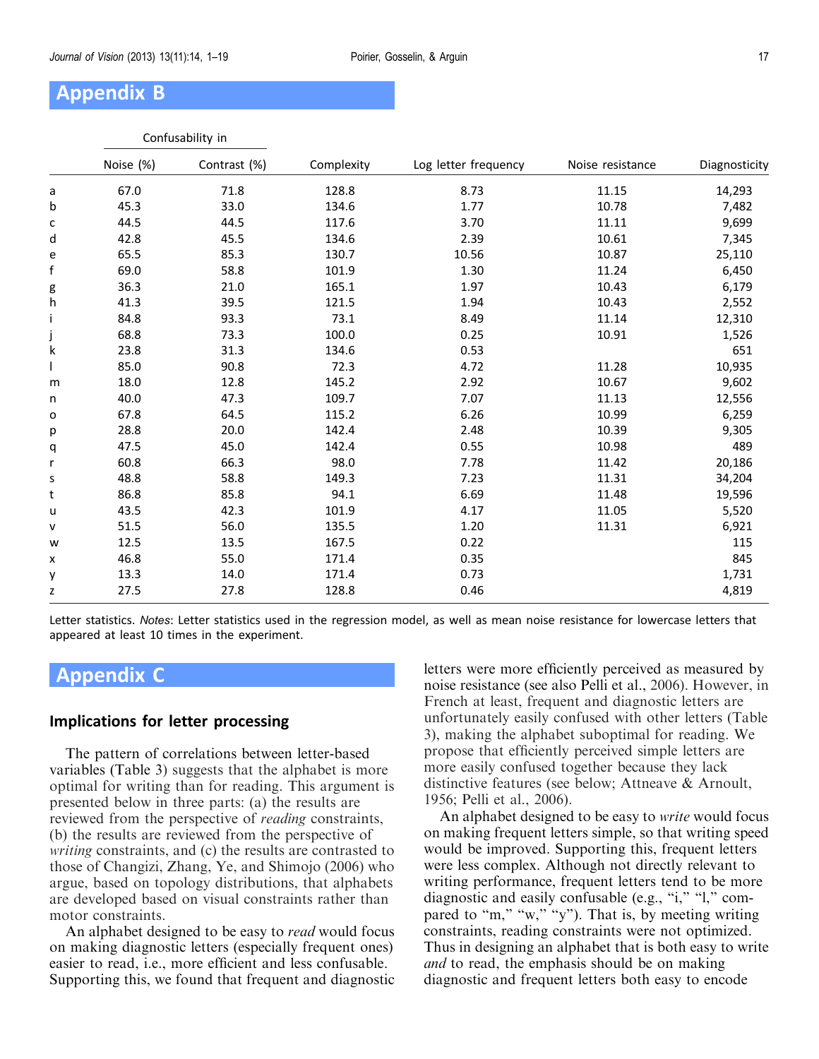## Appendix B

| | Confusability in | | | | | |
|---|---|---|---|---|---|---|
| | Noise (%) | Contrast (%) | Complexity | Log letter frequency | Noise resistance | Diagnosticity |
| a | 67.0 | 71.8 | 128.8 | 8.73 | 11.15 | 14,293 |
| b | 45.3 | 33.0 | 134.6 | 1.77 | 10.78 | 7,482 |
| c | 44.5 | 44.5 | 117.6 | 3.70 | 11.11 | 9,699 |
| d | 42.8 | 45.5 | 134.6 | 2.39 | 10.61 | 7,345 |
| e | 65.5 | 85.3 | 130.7 | 10.56 | 10.87 | 25,110 |
| f | 69.0 | 58.8 | 101.9 | 1.30 | 11.24 | 6,450 |
| g | 36.3 | 21.0 | 165.1 | 1.97 | 10.43 | 6,179 |
| h | 41.3 | 39.5 | 121.5 | 1.94 | 10.43 | 2,552 |
| i | 84.8 | 93.3 | 73.1 | 8.49 | 11.14 | 12,310 |
| j | 68.8 | 73.3 | 100.0 | 0.25 | 10.91 | 1,526 |
| k | 23.8 | 31.3 | 134.6 | 0.53 | | 651 |
| l | 85.0 | 90.8 | 72.3 | 4.72 | 11.28 | 10,935 |
| m | 18.0 | 12.8 | 145.2 | 2.92 | 10.67 | 9,602 |
| n | 40.0 | 47.3 | 109.7 | 7.07 | 11.13 | 12,556 |
| o | 67.8 | 64.5 | 115.2 | 6.26 | 10.99 | 6,259 |
| p | 28.8 | 20.0 | 142.4 | 2.48 | 10.39 | 9,305 |
| q | 47.5 | 45.0 | 142.4 | 0.55 | 10.98 | 489 |
| r | 60.8 | 66.3 | 98.0 | 7.78 | 11.42 | 20,186 |
| s | 48.8 | 58.8 | 149.3 | 7.23 | 11.31 | 34,204 |
| t | 86.8 | 85.8 | 94.1 | 6.69 | 11.48 | 19,596 |
| u | 43.5 | 42.3 | 101.9 | 4.17 | 11.05 | 5,520 |
| v | 51.5 | 56.0 | 135.5 | 1.20 | 11.31 | 6,921 |
| w | 12.5 | 13.5 | 167.5 | 0.22 | | 115 |
| x | 46.8 | 55.0 | 171.4 | 0.35 | | 845 |
| y | 13.3 | 14.0 | 171.4 | 0.73 | | 1,731 |
| z | 27.5 | 27.8 | 128.8 | 0.46 | | 4,819 |

Letter statistics. *Notes*: Letter statistics used in the regression model, as well as mean noise resistance for lowercase letters that appeared at least 10 times in the experiment.

## Appendix C

### Implications for letter processing

The pattern of correlations between letter-based variables (Table 3) suggests that the alphabet is more optimal for writing than for reading. This argument is presented below in three parts: (a) the results are reviewed from the perspective of *reading* constraints, (b) the results are reviewed from the perspective of *writing* constraints, and (c) the results are contrasted to those of Changizi, Zhang, Ye, and Shimojo (2006) who argue, based on topology distributions, that alphabets are developed based on visual constraints rather than motor constraints.

An alphabet designed to be easy to *read* would focus on making diagnostic letters (especially frequent ones) easier to read, i.e., more efficient and less confusable. Supporting this, we found that frequent and diagnostic letters were more efficiently perceived as measured by noise resistance (see also Pelli et al., 2006). However, in French at least, frequent and diagnostic letters are unfortunately easily confused with other letters (Table 3), making the alphabet suboptimal for reading. We propose that efficiently perceived simple letters are more easily confused together because they lack distinctive features (see below; Attneave & Arnoult, 1956; Pelli et al., 2006).

An alphabet designed to be easy to *write* would focus on making frequent letters simple, so that writing speed would be improved. Supporting this, frequent letters were less complex. Although not directly relevant to writing performance, frequent letters tend to be more diagnostic and easily confusable (e.g., "i," "l," compared to "m," "w," "y"). That is, by meeting writing constraints, reading constraints were not optimized. Thus in designing an alphabet that is both easy to write *and* to read, the emphasis should be on making diagnostic and frequent letters both easy to encode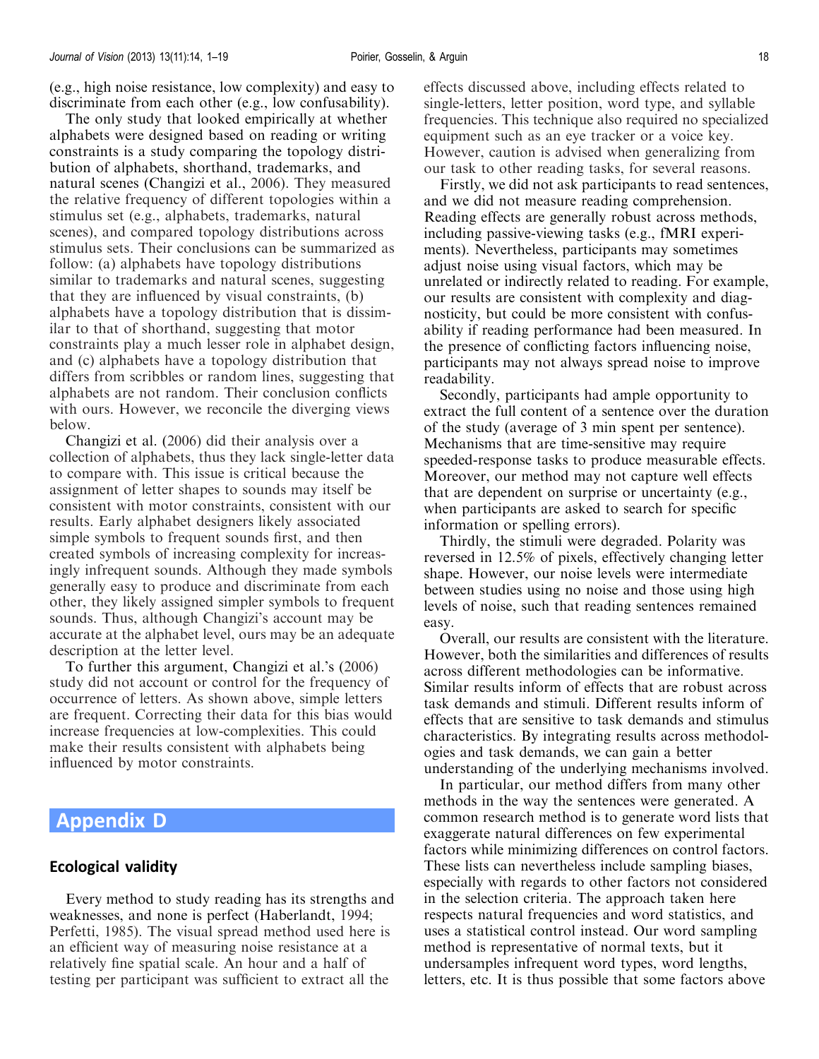(e.g., high noise resistance, low complexity) and easy to discriminate from each other (e.g., low confusability).

The only study that looked empirically at whether alphabets were designed based on reading or writing constraints is a study comparing the topology distribution of alphabets, shorthand, trademarks, and natural scenes (Changizi et al., 2006). They measured the relative frequency of different topologies within a stimulus set (e.g., alphabets, trademarks, natural scenes), and compared topology distributions across stimulus sets. Their conclusions can be summarized as follow: (a) alphabets have topology distributions similar to trademarks and natural scenes, suggesting that they are influenced by visual constraints, (b) alphabets have a topology distribution that is dissimilar to that of shorthand, suggesting that motor constraints play a much lesser role in alphabet design, and (c) alphabets have a topology distribution that differs from scribbles or random lines, suggesting that alphabets are not random. Their conclusion conflicts with ours. However, we reconcile the diverging views below.

Changizi et al. (2006) did their analysis over a collection of alphabets, thus they lack single-letter data to compare with. This issue is critical because the assignment of letter shapes to sounds may itself be consistent with motor constraints, consistent with our results. Early alphabet designers likely associated simple symbols to frequent sounds first, and then created symbols of increasing complexity for increasingly infrequent sounds. Although they made symbols generally easy to produce and discriminate from each other, they likely assigned simpler symbols to frequent sounds. Thus, although Changizi's account may be accurate at the alphabet level, ours may be an adequate description at the letter level.

To further this argument, Changizi et al.'s (2006) study did not account or control for the frequency of occurrence of letters. As shown above, simple letters are frequent. Correcting their data for this bias would increase frequencies at low-complexities. This could make their results consistent with alphabets being influenced by motor constraints.

# Appendix D

## Ecological validity

Every method to study reading has its strengths and weaknesses, and none is perfect (Haberlandt, 1994; Perfetti, 1985). The visual spread method used here is an efficient way of measuring noise resistance at a relatively fine spatial scale. An hour and a half of testing per participant was sufficient to extract all the effects discussed above, including effects related to single-letters, letter position, word type, and syllable frequencies. This technique also required no specialized equipment such as an eye tracker or a voice key. However, caution is advised when generalizing from our task to other reading tasks, for several reasons.

Firstly, we did not ask participants to read sentences, and we did not measure reading comprehension. Reading effects are generally robust across methods, including passive-viewing tasks (e.g., fMRI experiments). Nevertheless, participants may sometimes adjust noise using visual factors, which may be unrelated or indirectly related to reading. For example, our results are consistent with complexity and diagnosticity, but could be more consistent with confusability if reading performance had been measured. In the presence of conflicting factors influencing noise, participants may not always spread noise to improve readability.

Secondly, participants had ample opportunity to extract the full content of a sentence over the duration of the study (average of 3 min spent per sentence). Mechanisms that are time-sensitive may require speeded-response tasks to produce measurable effects. Moreover, our method may not capture well effects that are dependent on surprise or uncertainty (e.g., when participants are asked to search for specific information or spelling errors).

Thirdly, the stimuli were degraded. Polarity was reversed in 12.5% of pixels, effectively changing letter shape. However, our noise levels were intermediate between studies using no noise and those using high levels of noise, such that reading sentences remained easy.

Overall, our results are consistent with the literature. However, both the similarities and differences of results across different methodologies can be informative. Similar results inform of effects that are robust across task demands and stimuli. Different results inform of effects that are sensitive to task demands and stimulus characteristics. By integrating results across methodologies and task demands, we can gain a better understanding of the underlying mechanisms involved.

In particular, our method differs from many other methods in the way the sentences were generated. A common research method is to generate word lists that exaggerate natural differences on few experimental factors while minimizing differences on control factors. These lists can nevertheless include sampling biases, especially with regards to other factors not considered in the selection criteria. The approach taken here respects natural frequencies and word statistics, and uses a statistical control instead. Our word sampling method is representative of normal texts, but it undersamples infrequent word types, word lengths, letters, etc. It is thus possible that some factors above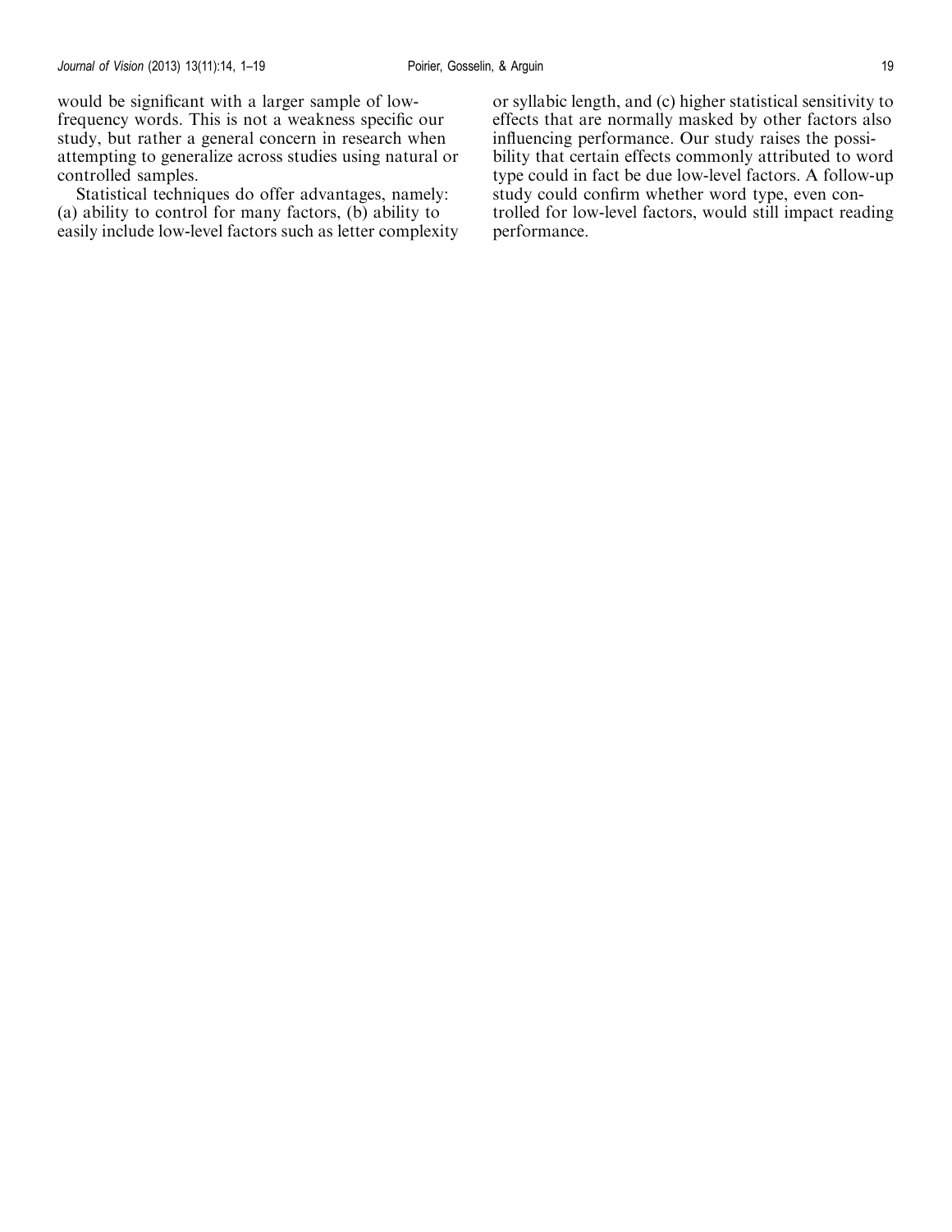would be significant with a larger sample of low-frequency words. This is not a weakness specific our study, but rather a general concern in research when attempting to generalize across studies using natural or controlled samples.

Statistical techniques do offer advantages, namely: (a) ability to control for many factors, (b) ability to easily include low-level factors such as letter complexity or syllabic length, and (c) higher statistical sensitivity to effects that are normally masked by other factors also influencing performance. Our study raises the possibility that certain effects commonly attributed to word type could in fact be due low-level factors. A follow-up study could confirm whether word type, even controlled for low-level factors, would still impact reading performance.